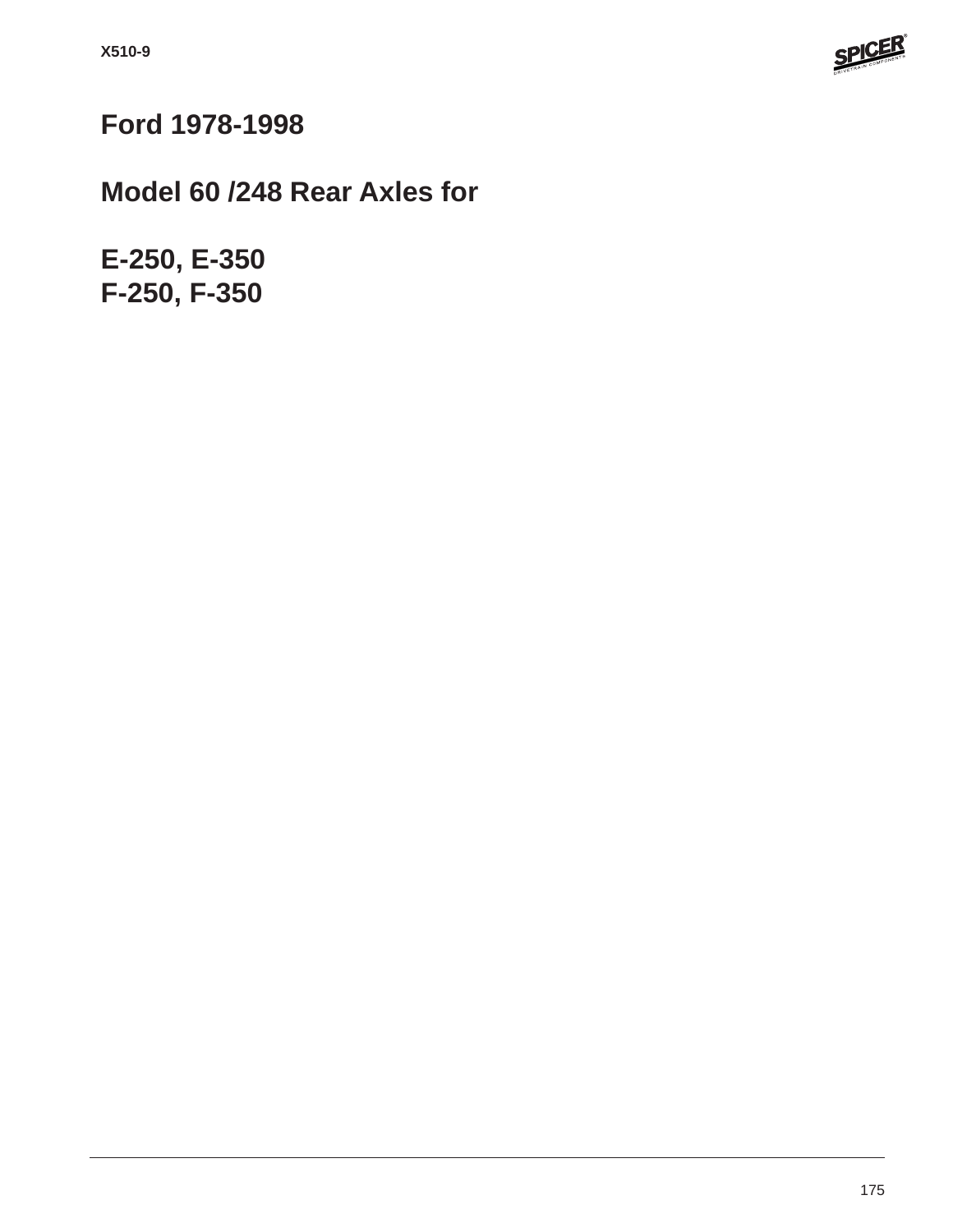# Ford 1978-1998

## Model 60 /248 Rear Axles for

## E-250, E-350
## F-250, F-350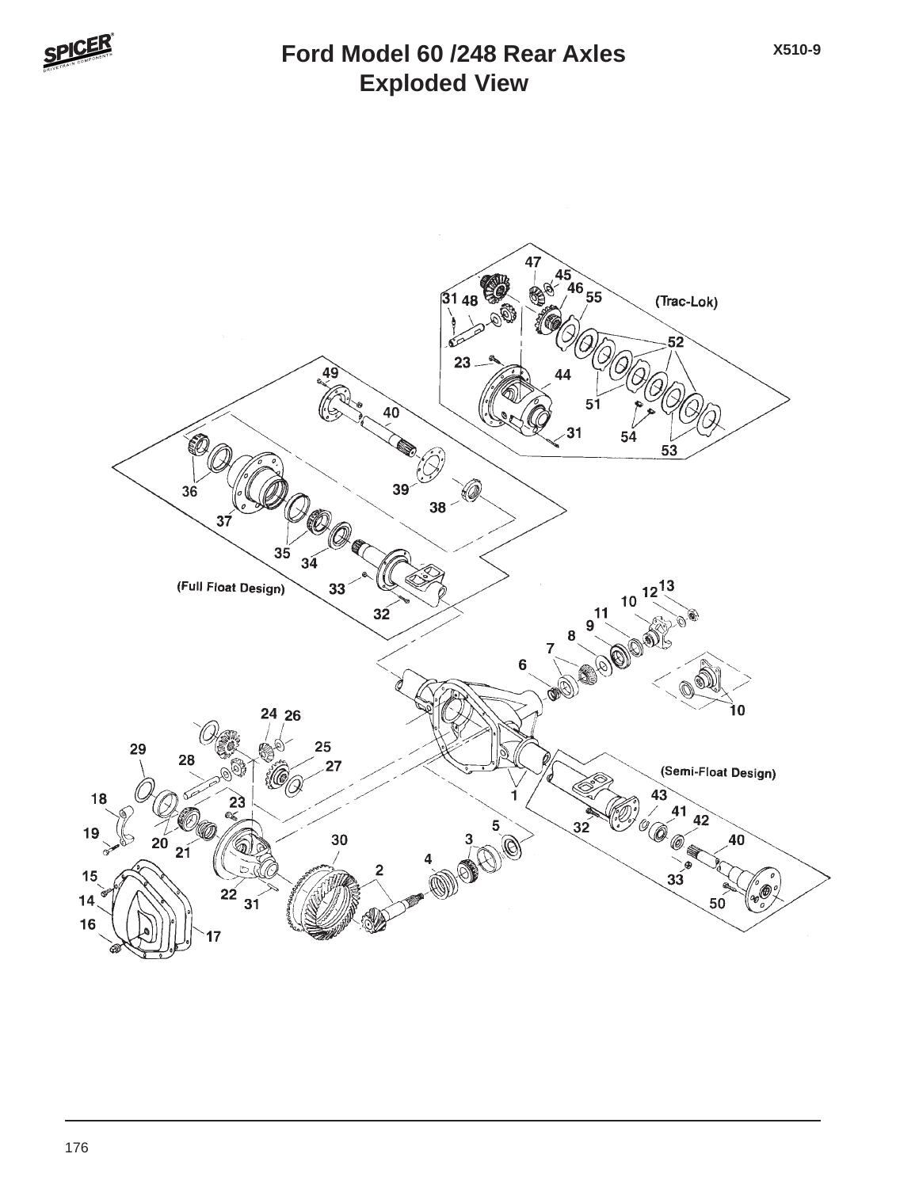# Ford Model 60 /248 Rear Axles
## Exploded View

X510-9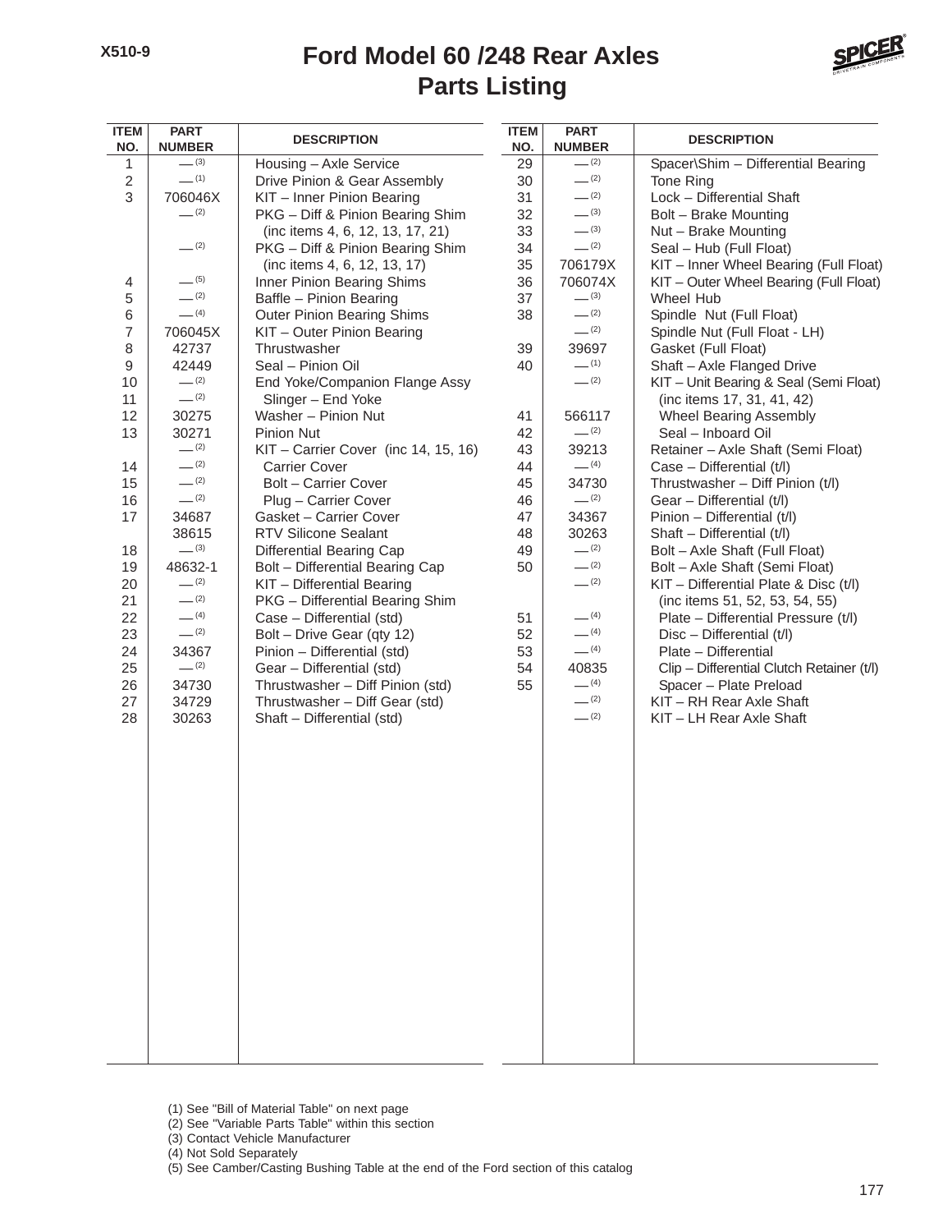# Ford Model 60 /248 Rear Axles
## Parts Listing

| ITEM NO. | PART NUMBER | DESCRIPTION |
|---|---|---|
| 1 | — (3) | Housing – Axle Service |
| 2 | — (1) | Drive Pinion & Gear Assembly |
| 3 | 706046X | KIT – Inner Pinion Bearing |
| | — (2) | PKG – Diff & Pinion Bearing Shim (inc items 4, 6, 12, 13, 17, 21) |
| | — (2) | PKG – Diff & Pinion Bearing Shim (inc items 4, 6, 12, 13, 17) |
| 4 | — (5) | Inner Pinion Bearing Shims |
| 5 | — (2) | Baffle – Pinion Bearing |
| 6 | — (4) | Outer Pinion Bearing Shims |
| 7 | 706045X | KIT – Outer Pinion Bearing |
| 8 | 42737 | Thrustwasher |
| 9 | 42449 | Seal – Pinion Oil |
| 10 | — (2) | End Yoke/Companion Flange Assy |
| 11 | — (2) | Slinger – End Yoke |
| 12 | 30275 | Washer – Pinion Nut |
| 13 | 30271 | Pinion Nut |
| | — (2) | KIT – Carrier Cover (inc 14, 15, 16) |
| 14 | — (2) | Carrier Cover |
| 15 | — (2) | Bolt – Carrier Cover |
| 16 | — (2) | Plug – Carrier Cover |
| 17 | 34687 | Gasket – Carrier Cover |
| | 38615 | RTV Silicone Sealant |
| 18 | — (3) | Differential Bearing Cap |
| 19 | 48632-1 | Bolt – Differential Bearing Cap |
| 20 | — (2) | KIT – Differential Bearing |
| 21 | — (2) | PKG – Differential Bearing Shim |
| 22 | — (4) | Case – Differential (std) |
| 23 | — (2) | Bolt – Drive Gear (qty 12) |
| 24 | 34367 | Pinion – Differential (std) |
| 25 | — (2) | Gear – Differential (std) |
| 26 | 34730 | Thrustwasher – Diff Pinion (std) |
| 27 | 34729 | Thrustwasher – Diff Gear (std) |
| 28 | 30263 | Shaft – Differential (std) |
| 29 | — (2) | Spacer\Shim – Differential Bearing |
| 30 | — (2) | Tone Ring |
| 31 | — (2) | Lock – Differential Shaft |
| 32 | — (3) | Bolt – Brake Mounting |
| 33 | — (3) | Nut – Brake Mounting |
| 34 | — (2) | Seal – Hub (Full Float) |
| 35 | 706179X | KIT – Inner Wheel Bearing (Full Float) |
| 36 | 706074X | KIT – Outer Wheel Bearing (Full Float) |
| 37 | — (3) | Wheel Hub |
| 38 | — (2) | Spindle Nut (Full Float) |
| | — (2) | Spindle Nut (Full Float - LH) |
| 39 | 39697 | Gasket (Full Float) |
| 40 | — (1) | Shaft – Axle Flanged Drive |
| | — (2) | KIT – Unit Bearing & Seal (Semi Float) (inc items 17, 31, 41, 42) |
| 41 | 566117 | Wheel Bearing Assembly |
| 42 | — (2) | Seal – Inboard Oil |
| 43 | 39213 | Retainer – Axle Shaft (Semi Float) |
| 44 | — (4) | Case – Differential (t/l) |
| 45 | 34730 | Thrustwasher – Diff Pinion (t/l) |
| 46 | — (2) | Gear – Differential (t/l) |
| 47 | 34367 | Pinion – Differential (t/l) |
| 48 | 30263 | Shaft – Differential (t/l) |
| 49 | — (2) | Bolt – Axle Shaft (Full Float) |
| 50 | — (2) | Bolt – Axle Shaft (Semi Float) |
| | — (2) | KIT – Differential Plate & Disc (t/l) (inc items 51, 52, 53, 54, 55) |
| 51 | — (4) | Plate – Differential Pressure (t/l) |
| 52 | — (4) | Disc – Differential (t/l) |
| 53 | — (4) | Plate – Differential |
| 54 | 40835 | Clip – Differential Clutch Retainer (t/l) |
| 55 | — (4) | Spacer – Plate Preload |
| | — (2) | KIT – RH Rear Axle Shaft |
| | — (2) | KIT – LH Rear Axle Shaft |

(1) See "Bill of Material Table" on next page
(2) See "Variable Parts Table" within this section
(3) Contact Vehicle Manufacturer
(4) Not Sold Separately
(5) See Camber/Casting Bushing Table at the end of the Ford section of this catalog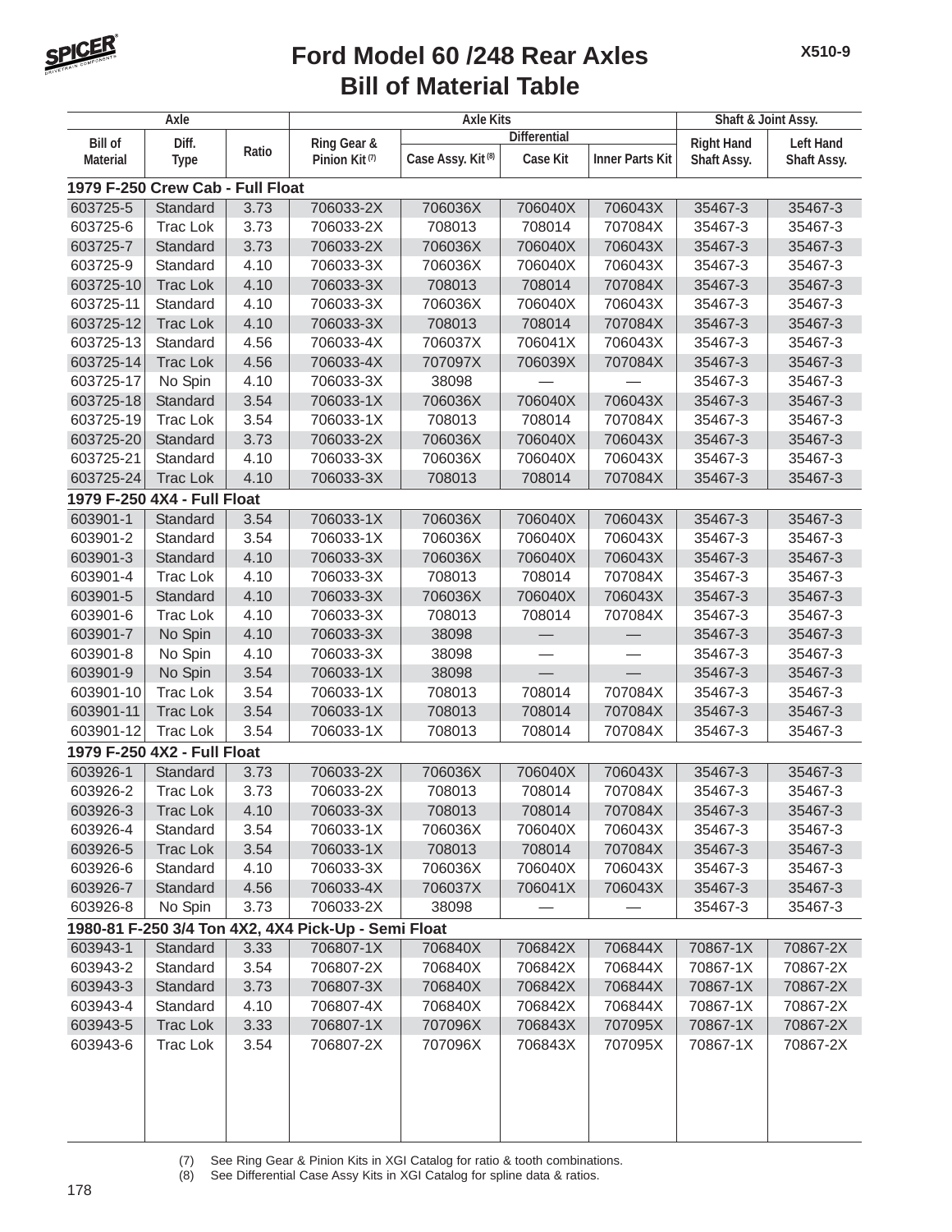# Ford Model 60 /248 Rear Axles
## Bill of Material Table

| Axle | | | Axle Kits | | | | Shaft & Joint Assy. | |
|---|---|---|---|---|---|---|---|---|
| | | | | Differential | | | | |
| Bill of Material | Diff. Type | Ratio | Ring Gear & Pinion Kit (7) | Case Assy. Kit (8) | Case Kit | Inner Parts Kit | Right Hand Shaft Assy. | Left Hand Shaft Assy. |
| **1979 F-250 Crew Cab - Full Float** | | | | | | | | |
| 603725-5 | Standard | 3.73 | 706033-2X | 706036X | 706040X | 706043X | 35467-3 | 35467-3 |
| 603725-6 | Trac Lok | 3.73 | 706033-2X | 708013 | 708014 | 707084X | 35467-3 | 35467-3 |
| 603725-7 | Standard | 3.73 | 706033-2X | 706036X | 706040X | 706043X | 35467-3 | 35467-3 |
| 603725-9 | Standard | 4.10 | 706033-3X | 706036X | 706040X | 706043X | 35467-3 | 35467-3 |
| 603725-10 | Trac Lok | 4.10 | 706033-3X | 708013 | 708014 | 707084X | 35467-3 | 35467-3 |
| 603725-11 | Standard | 4.10 | 706033-3X | 706036X | 706040X | 706043X | 35467-3 | 35467-3 |
| 603725-12 | Trac Lok | 4.10 | 706033-3X | 708013 | 708014 | 707084X | 35467-3 | 35467-3 |
| 603725-13 | Standard | 4.56 | 706033-4X | 706037X | 706041X | 706043X | 35467-3 | 35467-3 |
| 603725-14 | Trac Lok | 4.56 | 706033-4X | 707097X | 706039X | 707084X | 35467-3 | 35467-3 |
| 603725-17 | No Spin | 4.10 | 706033-3X | 38098 | — | — | 35467-3 | 35467-3 |
| 603725-18 | Standard | 3.54 | 706033-1X | 706036X | 706040X | 706043X | 35467-3 | 35467-3 |
| 603725-19 | Trac Lok | 3.54 | 706033-1X | 708013 | 708014 | 707084X | 35467-3 | 35467-3 |
| 603725-20 | Standard | 3.73 | 706033-2X | 706036X | 706040X | 706043X | 35467-3 | 35467-3 |
| 603725-21 | Standard | 4.10 | 706033-3X | 706036X | 706040X | 706043X | 35467-3 | 35467-3 |
| 603725-24 | Trac Lok | 4.10 | 706033-3X | 708013 | 708014 | 707084X | 35467-3 | 35467-3 |
| **1979 F-250 4X4 - Full Float** | | | | | | | | |
| 603901-1 | Standard | 3.54 | 706033-1X | 706036X | 706040X | 706043X | 35467-3 | 35467-3 |
| 603901-2 | Standard | 3.54 | 706033-1X | 706036X | 706040X | 706043X | 35467-3 | 35467-3 |
| 603901-3 | Standard | 4.10 | 706033-3X | 706036X | 706040X | 706043X | 35467-3 | 35467-3 |
| 603901-4 | Trac Lok | 4.10 | 706033-3X | 708013 | 708014 | 707084X | 35467-3 | 35467-3 |
| 603901-5 | Standard | 4.10 | 706033-3X | 706036X | 706040X | 706043X | 35467-3 | 35467-3 |
| 603901-6 | Trac Lok | 4.10 | 706033-3X | 708013 | 708014 | 707084X | 35467-3 | 35467-3 |
| 603901-7 | No Spin | 4.10 | 706033-3X | 38098 | — | — | 35467-3 | 35467-3 |
| 603901-8 | No Spin | 4.10 | 706033-3X | 38098 | — | — | 35467-3 | 35467-3 |
| 603901-9 | No Spin | 3.54 | 706033-1X | 38098 | — | — | 35467-3 | 35467-3 |
| 603901-10 | Trac Lok | 3.54 | 706033-1X | 708013 | 708014 | 707084X | 35467-3 | 35467-3 |
| 603901-11 | Trac Lok | 3.54 | 706033-1X | 708013 | 708014 | 707084X | 35467-3 | 35467-3 |
| 603901-12 | Trac Lok | 3.54 | 706033-1X | 708013 | 708014 | 707084X | 35467-3 | 35467-3 |
| **1979 F-250 4X2 - Full Float** | | | | | | | | |
| 603926-1 | Standard | 3.73 | 706033-2X | 706036X | 706040X | 706043X | 35467-3 | 35467-3 |
| 603926-2 | Trac Lok | 3.73 | 706033-2X | 708013 | 708014 | 707084X | 35467-3 | 35467-3 |
| 603926-3 | Trac Lok | 4.10 | 706033-3X | 708013 | 708014 | 707084X | 35467-3 | 35467-3 |
| 603926-4 | Standard | 3.54 | 706033-1X | 706036X | 706040X | 706043X | 35467-3 | 35467-3 |
| 603926-5 | Trac Lok | 3.54 | 706033-1X | 708013 | 708014 | 707084X | 35467-3 | 35467-3 |
| 603926-6 | Standard | 4.10 | 706033-3X | 706036X | 706040X | 706043X | 35467-3 | 35467-3 |
| 603926-7 | Standard | 4.56 | 706033-4X | 706037X | 706041X | 706043X | 35467-3 | 35467-3 |
| 603926-8 | No Spin | 3.73 | 706033-2X | 38098 | — | — | 35467-3 | 35467-3 |
| **1980-81 F-250 3/4 Ton 4X2, 4X4 Pick-Up - Semi Float** | | | | | | | | |
| 603943-1 | Standard | 3.33 | 706807-1X | 706840X | 706842X | 706844X | 70867-1X | 70867-2X |
| 603943-2 | Standard | 3.54 | 706807-2X | 706840X | 706842X | 706844X | 70867-1X | 70867-2X |
| 603943-3 | Standard | 3.73 | 706807-3X | 706840X | 706842X | 706844X | 70867-1X | 70867-2X |
| 603943-4 | Standard | 4.10 | 706807-4X | 706840X | 706842X | 706844X | 70867-1X | 70867-2X |
| 603943-5 | Trac Lok | 3.33 | 706807-1X | 707096X | 706843X | 707095X | 70867-1X | 70867-2X |
| 603943-6 | Trac Lok | 3.54 | 706807-2X | 707096X | 706843X | 707095X | 70867-1X | 70867-2X |

(7) See Ring Gear & Pinion Kits in XGI Catalog for ratio & tooth combinations.
(8) See Differential Case Assy Kits in XGI Catalog for spline data & ratios.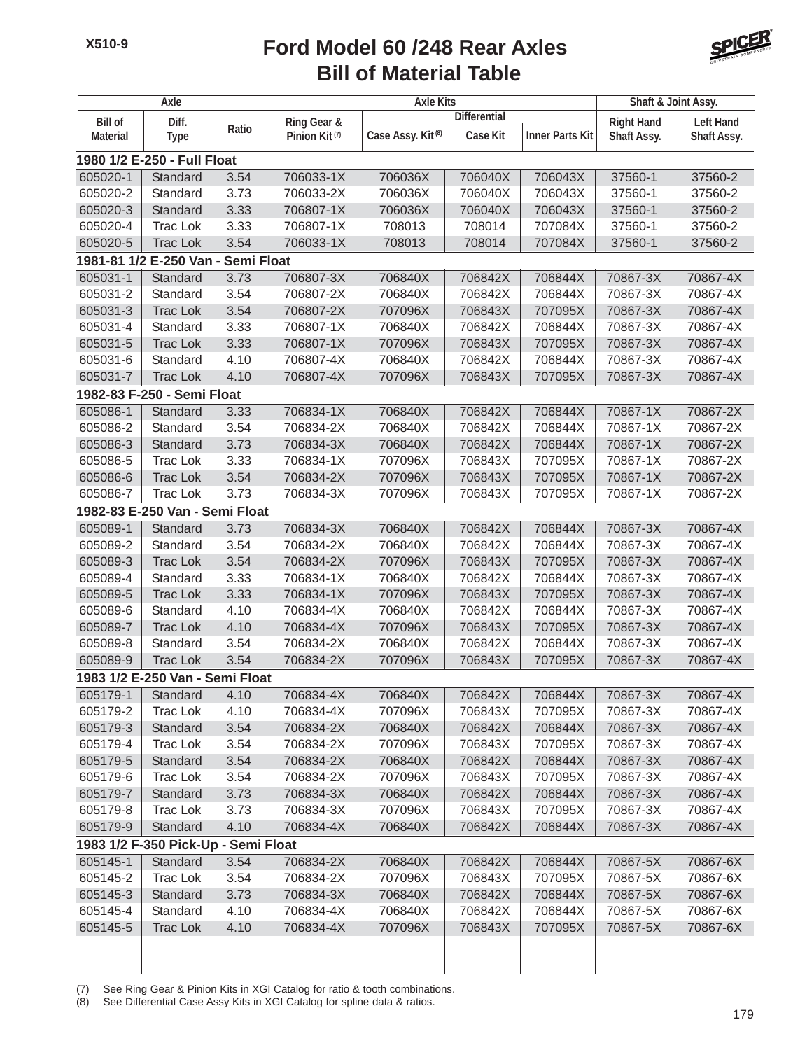# Ford Model 60 /248 Rear Axles
## Bill of Material Table

| Axle | | | Axle Kits | | | | Shaft & Joint Assy. | |
|---|---|---|---|---|---|---|---|---|
| | | | | Differential | | | | |
| Bill of Material | Diff. Type | Ratio | Ring Gear & Pinion Kit (7) | Case Assy. Kit (8) | Case Kit | Inner Parts Kit | Right Hand Shaft Assy. | Left Hand Shaft Assy. |
| **1980 1/2 E-250 - Full Float** | | | | | | | | |
| 605020-1 | Standard | 3.54 | 706033-1X | 706036X | 706040X | 706043X | 37560-1 | 37560-2 |
| 605020-2 | Standard | 3.73 | 706033-2X | 706036X | 706040X | 706043X | 37560-1 | 37560-2 |
| 605020-3 | Standard | 3.33 | 706807-1X | 706036X | 706040X | 706043X | 37560-1 | 37560-2 |
| 605020-4 | Trac Lok | 3.33 | 706807-1X | 708013 | 708014 | 707084X | 37560-1 | 37560-2 |
| 605020-5 | Trac Lok | 3.54 | 706033-1X | 708013 | 708014 | 707084X | 37560-1 | 37560-2 |
| **1981-81 1/2 E-250 Van - Semi Float** | | | | | | | | |
| 605031-1 | Standard | 3.73 | 706807-3X | 706840X | 706842X | 706844X | 70867-3X | 70867-4X |
| 605031-2 | Standard | 3.54 | 706807-2X | 706840X | 706842X | 706844X | 70867-3X | 70867-4X |
| 605031-3 | Trac Lok | 3.54 | 706807-2X | 707096X | 706843X | 707095X | 70867-3X | 70867-4X |
| 605031-4 | Standard | 3.33 | 706807-1X | 706840X | 706842X | 706844X | 70867-3X | 70867-4X |
| 605031-5 | Trac Lok | 3.33 | 706807-1X | 707096X | 706843X | 707095X | 70867-3X | 70867-4X |
| 605031-6 | Standard | 4.10 | 706807-4X | 706840X | 706842X | 706844X | 70867-3X | 70867-4X |
| 605031-7 | Trac Lok | 4.10 | 706807-4X | 707096X | 706843X | 707095X | 70867-3X | 70867-4X |
| **1982-83 F-250 - Semi Float** | | | | | | | | |
| 605086-1 | Standard | 3.33 | 706834-1X | 706840X | 706842X | 706844X | 70867-1X | 70867-2X |
| 605086-2 | Standard | 3.54 | 706834-2X | 706840X | 706842X | 706844X | 70867-1X | 70867-2X |
| 605086-3 | Standard | 3.73 | 706834-3X | 706840X | 706842X | 706844X | 70867-1X | 70867-2X |
| 605086-5 | Trac Lok | 3.33 | 706834-1X | 707096X | 706843X | 707095X | 70867-1X | 70867-2X |
| 605086-6 | Trac Lok | 3.54 | 706834-2X | 707096X | 706843X | 707095X | 70867-1X | 70867-2X |
| 605086-7 | Trac Lok | 3.73 | 706834-3X | 707096X | 706843X | 707095X | 70867-1X | 70867-2X |
| **1982-83 E-250 Van - Semi Float** | | | | | | | | |
| 605089-1 | Standard | 3.73 | 706834-3X | 706840X | 706842X | 706844X | 70867-3X | 70867-4X |
| 605089-2 | Standard | 3.54 | 706834-2X | 706840X | 706842X | 706844X | 70867-3X | 70867-4X |
| 605089-3 | Trac Lok | 3.54 | 706834-2X | 707096X | 706843X | 707095X | 70867-3X | 70867-4X |
| 605089-4 | Standard | 3.33 | 706834-1X | 706840X | 706842X | 706844X | 70867-3X | 70867-4X |
| 605089-5 | Trac Lok | 3.33 | 706834-1X | 707096X | 706843X | 707095X | 70867-3X | 70867-4X |
| 605089-6 | Standard | 4.10 | 706834-4X | 706840X | 706842X | 706844X | 70867-3X | 70867-4X |
| 605089-7 | Trac Lok | 4.10 | 706834-4X | 707096X | 706843X | 707095X | 70867-3X | 70867-4X |
| 605089-8 | Standard | 3.54 | 706834-2X | 706840X | 706842X | 706844X | 70867-3X | 70867-4X |
| 605089-9 | Trac Lok | 3.54 | 706834-2X | 707096X | 706843X | 707095X | 70867-3X | 70867-4X |
| **1983 1/2 E-250 Van - Semi Float** | | | | | | | | |
| 605179-1 | Standard | 4.10 | 706834-4X | 706840X | 706842X | 706844X | 70867-3X | 70867-4X |
| 605179-2 | Trac Lok | 4.10 | 706834-4X | 707096X | 706843X | 707095X | 70867-3X | 70867-4X |
| 605179-3 | Standard | 3.54 | 706834-2X | 706840X | 706842X | 706844X | 70867-3X | 70867-4X |
| 605179-4 | Trac Lok | 3.54 | 706834-2X | 707096X | 706843X | 707095X | 70867-3X | 70867-4X |
| 605179-5 | Standard | 3.54 | 706834-2X | 706840X | 706842X | 706844X | 70867-3X | 70867-4X |
| 605179-6 | Trac Lok | 3.54 | 706834-2X | 707096X | 706843X | 707095X | 70867-3X | 70867-4X |
| 605179-7 | Standard | 3.73 | 706834-3X | 706840X | 706842X | 706844X | 70867-3X | 70867-4X |
| 605179-8 | Trac Lok | 3.73 | 706834-3X | 707096X | 706843X | 707095X | 70867-3X | 70867-4X |
| 605179-9 | Standard | 4.10 | 706834-4X | 706840X | 706842X | 706844X | 70867-3X | 70867-4X |
| **1983 1/2 F-350 Pick-Up - Semi Float** | | | | | | | | |
| 605145-1 | Standard | 3.54 | 706834-2X | 706840X | 706842X | 706844X | 70867-5X | 70867-6X |
| 605145-2 | Trac Lok | 3.54 | 706834-2X | 707096X | 706843X | 707095X | 70867-5X | 70867-6X |
| 605145-3 | Standard | 3.73 | 706834-3X | 706840X | 706842X | 706844X | 70867-5X | 70867-6X |
| 605145-4 | Standard | 4.10 | 706834-4X | 706840X | 706842X | 706844X | 70867-5X | 70867-6X |
| 605145-5 | Trac Lok | 4.10 | 706834-4X | 707096X | 706843X | 707095X | 70867-5X | 70867-6X |

(7) See Ring Gear & Pinion Kits in XGI Catalog for ratio & tooth combinations.
(8) See Differential Case Assy Kits in XGI Catalog for spline data & ratios.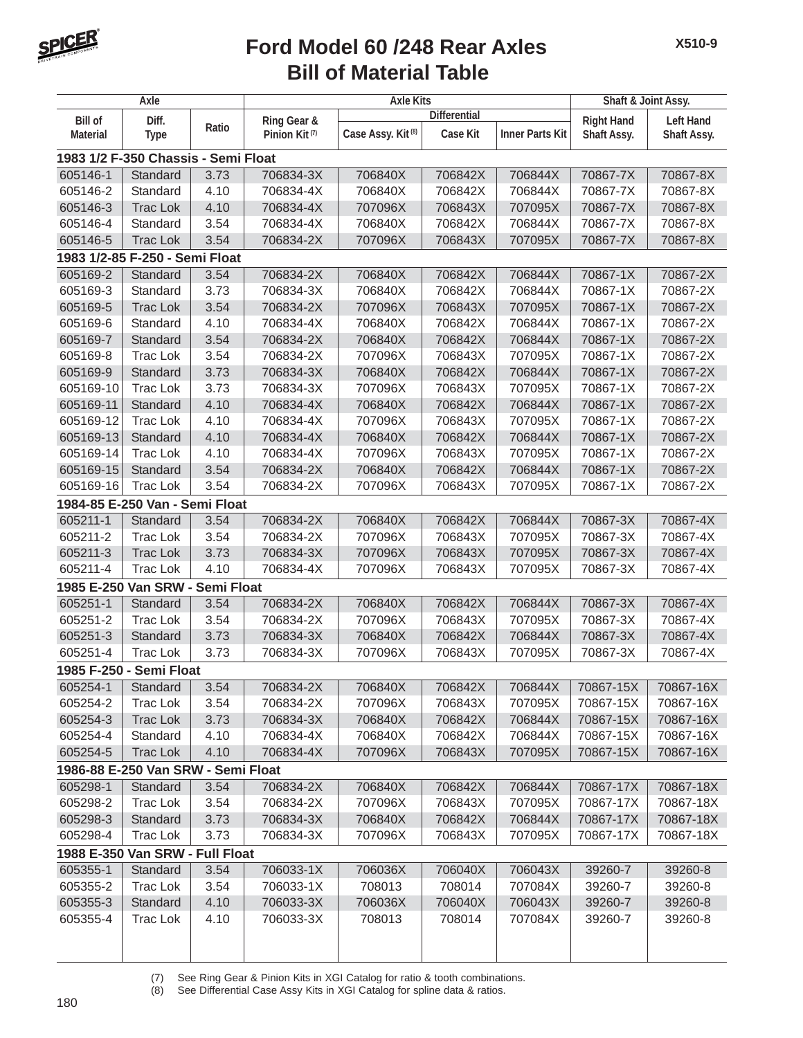# Ford Model 60 /248 Rear Axles
## Bill of Material Table

| Axle | | | Axle Kits | | | | Shaft & Joint Assy. | |
|---|---|---|---|---|---|---|---|---|
| | | | | Differential | | | | |
| Bill of Material | Diff. Type | Ratio | Ring Gear & Pinion Kit (7) | Case Assy. Kit (8) | Case Kit | Inner Parts Kit | Right Hand Shaft Assy. | Left Hand Shaft Assy. |
| **1983 1/2 F-350 Chassis - Semi Float** | | | | | | | | |
| 605146-1 | Standard | 3.73 | 706834-3X | 706840X | 706842X | 706844X | 70867-7X | 70867-8X |
| 605146-2 | Standard | 4.10 | 706834-4X | 706840X | 706842X | 706844X | 70867-7X | 70867-8X |
| 605146-3 | Trac Lok | 4.10 | 706834-4X | 707096X | 706843X | 707095X | 70867-7X | 70867-8X |
| 605146-4 | Standard | 3.54 | 706834-4X | 706840X | 706842X | 706844X | 70867-7X | 70867-8X |
| 605146-5 | Trac Lok | 3.54 | 706834-2X | 707096X | 706843X | 707095X | 70867-7X | 70867-8X |
| **1983 1/2-85 F-250 - Semi Float** | | | | | | | | |
| 605169-2 | Standard | 3.54 | 706834-2X | 706840X | 706842X | 706844X | 70867-1X | 70867-2X |
| 605169-3 | Standard | 3.73 | 706834-3X | 706840X | 706842X | 706844X | 70867-1X | 70867-2X |
| 605169-5 | Trac Lok | 3.54 | 706834-2X | 707096X | 706843X | 707095X | 70867-1X | 70867-2X |
| 605169-6 | Standard | 4.10 | 706834-4X | 706840X | 706842X | 706844X | 70867-1X | 70867-2X |
| 605169-7 | Standard | 3.54 | 706834-2X | 706840X | 706842X | 706844X | 70867-1X | 70867-2X |
| 605169-8 | Trac Lok | 3.54 | 706834-2X | 707096X | 706843X | 707095X | 70867-1X | 70867-2X |
| 605169-9 | Standard | 3.73 | 706834-3X | 706840X | 706842X | 706844X | 70867-1X | 70867-2X |
| 605169-10 | Trac Lok | 3.73 | 706834-3X | 707096X | 706843X | 707095X | 70867-1X | 70867-2X |
| 605169-11 | Standard | 4.10 | 706834-4X | 706840X | 706842X | 706844X | 70867-1X | 70867-2X |
| 605169-12 | Trac Lok | 4.10 | 706834-4X | 707096X | 706843X | 707095X | 70867-1X | 70867-2X |
| 605169-13 | Standard | 4.10 | 706834-4X | 706840X | 706842X | 706844X | 70867-1X | 70867-2X |
| 605169-14 | Trac Lok | 4.10 | 706834-4X | 707096X | 706843X | 707095X | 70867-1X | 70867-2X |
| 605169-15 | Standard | 3.54 | 706834-2X | 706840X | 706842X | 706844X | 70867-1X | 70867-2X |
| 605169-16 | Trac Lok | 3.54 | 706834-2X | 707096X | 706843X | 707095X | 70867-1X | 70867-2X |
| **1984-85 E-250 Van - Semi Float** | | | | | | | | |
| 605211-1 | Standard | 3.54 | 706834-2X | 706840X | 706842X | 706844X | 70867-3X | 70867-4X |
| 605211-2 | Trac Lok | 3.54 | 706834-2X | 707096X | 706843X | 707095X | 70867-3X | 70867-4X |
| 605211-3 | Trac Lok | 3.73 | 706834-3X | 707096X | 706843X | 707095X | 70867-3X | 70867-4X |
| 605211-4 | Trac Lok | 4.10 | 706834-4X | 707096X | 706843X | 707095X | 70867-3X | 70867-4X |
| **1985 E-250 Van SRW - Semi Float** | | | | | | | | |
| 605251-1 | Standard | 3.54 | 706834-2X | 706840X | 706842X | 706844X | 70867-3X | 70867-4X |
| 605251-2 | Trac Lok | 3.54 | 706834-2X | 707096X | 706843X | 707095X | 70867-3X | 70867-4X |
| 605251-3 | Standard | 3.73 | 706834-3X | 706840X | 706842X | 706844X | 70867-3X | 70867-4X |
| 605251-4 | Trac Lok | 3.73 | 706834-3X | 707096X | 706843X | 707095X | 70867-3X | 70867-4X |
| **1985 F-250 - Semi Float** | | | | | | | | |
| 605254-1 | Standard | 3.54 | 706834-2X | 706840X | 706842X | 706844X | 70867-15X | 70867-16X |
| 605254-2 | Trac Lok | 3.54 | 706834-2X | 707096X | 706843X | 707095X | 70867-15X | 70867-16X |
| 605254-3 | Trac Lok | 3.73 | 706834-3X | 706840X | 706842X | 706844X | 70867-15X | 70867-16X |
| 605254-4 | Standard | 4.10 | 706834-4X | 706840X | 706842X | 706844X | 70867-15X | 70867-16X |
| 605254-5 | Trac Lok | 4.10 | 706834-4X | 707096X | 706843X | 707095X | 70867-15X | 70867-16X |
| **1986-88 E-250 Van SRW - Semi Float** | | | | | | | | |
| 605298-1 | Standard | 3.54 | 706834-2X | 706840X | 706842X | 706844X | 70867-17X | 70867-18X |
| 605298-2 | Trac Lok | 3.54 | 706834-2X | 707096X | 706843X | 707095X | 70867-17X | 70867-18X |
| 605298-3 | Standard | 3.73 | 706834-3X | 706840X | 706842X | 706844X | 70867-17X | 70867-18X |
| 605298-4 | Trac Lok | 3.73 | 706834-3X | 707096X | 706843X | 707095X | 70867-17X | 70867-18X |
| **1988 E-350 Van SRW - Full Float** | | | | | | | | |
| 605355-1 | Standard | 3.54 | 706033-1X | 706036X | 706040X | 706043X | 39260-7 | 39260-8 |
| 605355-2 | Trac Lok | 3.54 | 706033-1X | 708013 | 708014 | 707084X | 39260-7 | 39260-8 |
| 605355-3 | Standard | 4.10 | 706033-3X | 706036X | 706040X | 706043X | 39260-7 | 39260-8 |
| 605355-4 | Trac Lok | 4.10 | 706033-3X | 708013 | 708014 | 707084X | 39260-7 | 39260-8 |

(7) See Ring Gear & Pinion Kits in XGI Catalog for ratio & tooth combinations.
(8) See Differential Case Assy Kits in XGI Catalog for spline data & ratios.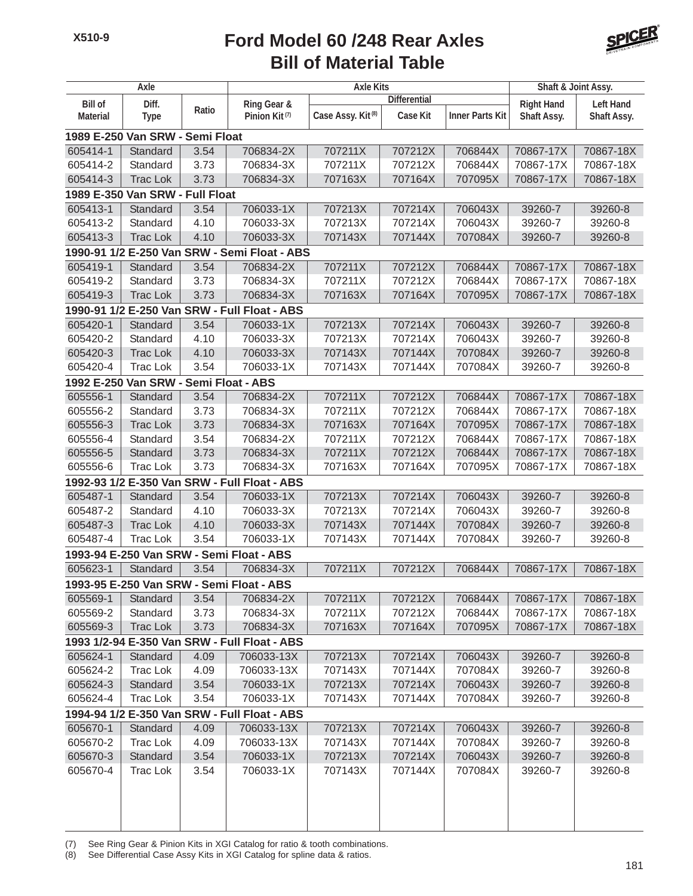# Ford Model 60 /248 Rear Axles
## Bill of Material Table

| Axle | | | Axle Kits | | | | Shaft & Joint Assy. | |
|---|---|---|---|---|---|---|---|---|
| | | | | Differential | | | | |
| Bill of Material | Diff. Type | Ratio | Ring Gear & Pinion Kit (7) | Case Assy. Kit (8) | Case Kit | Inner Parts Kit | Right Hand Shaft Assy. | Left Hand Shaft Assy. |
| **1989 E-250 Van SRW - Semi Float** | | | | | | | | |
| 605414-1 | Standard | 3.54 | 706834-2X | 707211X | 707212X | 706844X | 70867-17X | 70867-18X |
| 605414-2 | Standard | 3.73 | 706834-3X | 707211X | 707212X | 706844X | 70867-17X | 70867-18X |
| 605414-3 | Trac Lok | 3.73 | 706834-3X | 707163X | 707164X | 707095X | 70867-17X | 70867-18X |
| **1989 E-350 Van SRW - Full Float** | | | | | | | | |
| 605413-1 | Standard | 3.54 | 706033-1X | 707213X | 707214X | 706043X | 39260-7 | 39260-8 |
| 605413-2 | Standard | 4.10 | 706033-3X | 707213X | 707214X | 706043X | 39260-7 | 39260-8 |
| 605413-3 | Trac Lok | 4.10 | 706033-3X | 707143X | 707144X | 707084X | 39260-7 | 39260-8 |
| **1990-91 1/2 E-250 Van SRW - Semi Float - ABS** | | | | | | | | |
| 605419-1 | Standard | 3.54 | 706834-2X | 707211X | 707212X | 706844X | 70867-17X | 70867-18X |
| 605419-2 | Standard | 3.73 | 706834-3X | 707211X | 707212X | 706844X | 70867-17X | 70867-18X |
| 605419-3 | Trac Lok | 3.73 | 706834-3X | 707163X | 707164X | 707095X | 70867-17X | 70867-18X |
| **1990-91 1/2 E-250 Van SRW - Full Float - ABS** | | | | | | | | |
| 605420-1 | Standard | 3.54 | 706033-1X | 707213X | 707214X | 706043X | 39260-7 | 39260-8 |
| 605420-2 | Standard | 4.10 | 706033-3X | 707213X | 707214X | 706043X | 39260-7 | 39260-8 |
| 605420-3 | Trac Lok | 4.10 | 706033-3X | 707143X | 707144X | 707084X | 39260-7 | 39260-8 |
| 605420-4 | Trac Lok | 3.54 | 706033-1X | 707143X | 707144X | 707084X | 39260-7 | 39260-8 |
| **1992 E-250 Van SRW - Semi Float - ABS** | | | | | | | | |
| 605556-1 | Standard | 3.54 | 706834-2X | 707211X | 707212X | 706844X | 70867-17X | 70867-18X |
| 605556-2 | Standard | 3.73 | 706834-3X | 707211X | 707212X | 706844X | 70867-17X | 70867-18X |
| 605556-3 | Trac Lok | 3.73 | 706834-3X | 707163X | 707164X | 707095X | 70867-17X | 70867-18X |
| 605556-4 | Standard | 3.54 | 706834-2X | 707211X | 707212X | 706844X | 70867-17X | 70867-18X |
| 605556-5 | Standard | 3.73 | 706834-3X | 707211X | 707212X | 706844X | 70867-17X | 70867-18X |
| 605556-6 | Trac Lok | 3.73 | 706834-3X | 707163X | 707164X | 707095X | 70867-17X | 70867-18X |
| **1992-93 1/2 E-350 Van SRW - Full Float - ABS** | | | | | | | | |
| 605487-1 | Standard | 3.54 | 706033-1X | 707213X | 707214X | 706043X | 39260-7 | 39260-8 |
| 605487-2 | Standard | 4.10 | 706033-3X | 707213X | 707214X | 706043X | 39260-7 | 39260-8 |
| 605487-3 | Trac Lok | 4.10 | 706033-3X | 707143X | 707144X | 707084X | 39260-7 | 39260-8 |
| 605487-4 | Trac Lok | 3.54 | 706033-1X | 707143X | 707144X | 707084X | 39260-7 | 39260-8 |
| **1993-94 E-250 Van SRW - Semi Float - ABS** | | | | | | | | |
| 605623-1 | Standard | 3.54 | 706834-3X | 707211X | 707212X | 706844X | 70867-17X | 70867-18X |
| **1993-95 E-250 Van SRW - Semi Float - ABS** | | | | | | | | |
| 605569-1 | Standard | 3.54 | 706834-2X | 707211X | 707212X | 706844X | 70867-17X | 70867-18X |
| 605569-2 | Standard | 3.73 | 706834-3X | 707211X | 707212X | 706844X | 70867-17X | 70867-18X |
| 605569-3 | Trac Lok | 3.73 | 706834-3X | 707163X | 707164X | 707095X | 70867-17X | 70867-18X |
| **1993 1/2-94 E-350 Van SRW - Full Float - ABS** | | | | | | | | |
| 605624-1 | Standard | 4.09 | 706033-13X | 707213X | 707214X | 706043X | 39260-7 | 39260-8 |
| 605624-2 | Trac Lok | 4.09 | 706033-13X | 707143X | 707144X | 707084X | 39260-7 | 39260-8 |
| 605624-3 | Standard | 3.54 | 706033-1X | 707213X | 707214X | 706043X | 39260-7 | 39260-8 |
| 605624-4 | Trac Lok | 3.54 | 706033-1X | 707143X | 707144X | 707084X | 39260-7 | 39260-8 |
| **1994-94 1/2 E-350 Van SRW - Full Float - ABS** | | | | | | | | |
| 605670-1 | Standard | 4.09 | 706033-13X | 707213X | 707214X | 706043X | 39260-7 | 39260-8 |
| 605670-2 | Trac Lok | 4.09 | 706033-13X | 707143X | 707144X | 707084X | 39260-7 | 39260-8 |
| 605670-3 | Standard | 3.54 | 706033-1X | 707213X | 707214X | 706043X | 39260-7 | 39260-8 |
| 605670-4 | Trac Lok | 3.54 | 706033-1X | 707143X | 707144X | 707084X | 39260-7 | 39260-8 |

(7) See Ring Gear & Pinion Kits in XGI Catalog for ratio & tooth combinations.
(8) See Differential Case Assy Kits in XGI Catalog for spline data & ratios.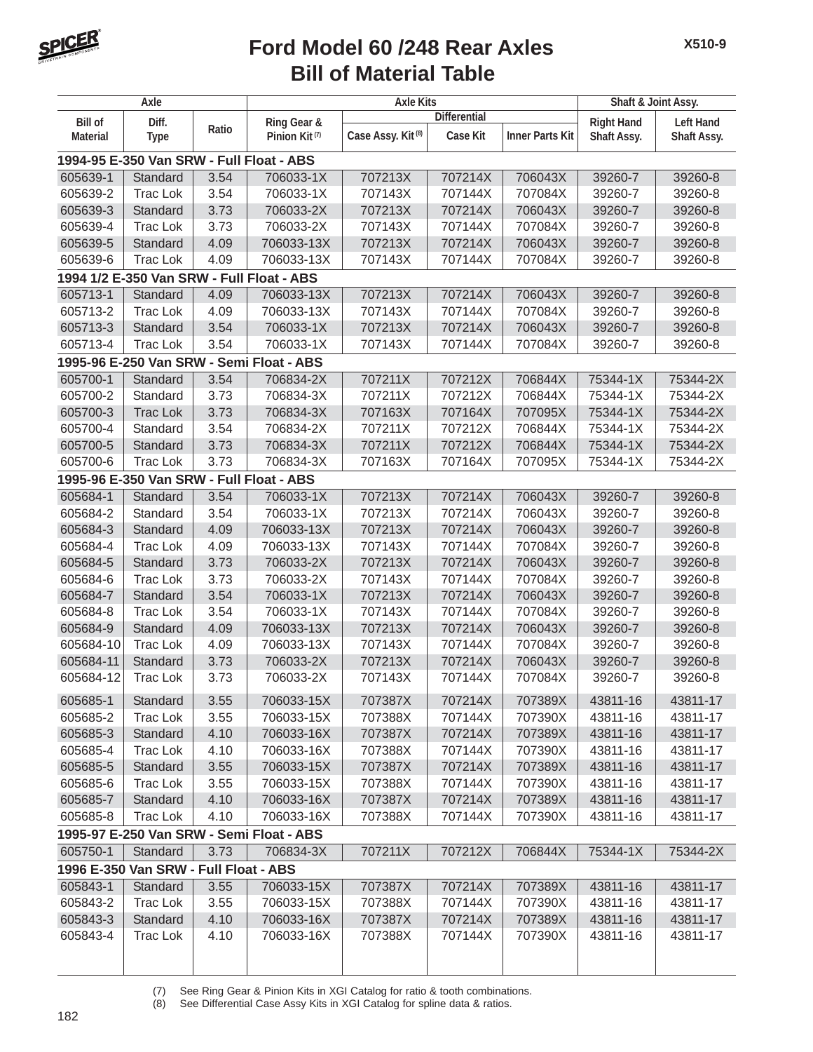# Ford Model 60 /248 Rear Axles
## Bill of Material Table

| Axle | | | Axle Kits | | | | Shaft & Joint Assy. | |
|---|---|---|---|---|---|---|---|---|
| Bill of Material | Diff. Type | Ratio | Ring Gear & Pinion Kit (7) | Differential | | | Right Hand Shaft Assy. | Left Hand Shaft Assy. |
| | | | | Case Assy. Kit (8) | Case Kit | Inner Parts Kit | | |
| **1994-95 E-350 Van SRW - Full Float - ABS** | | | | | | | | |
| 605639-1 | Standard | 3.54 | 706033-1X | 707213X | 707214X | 706043X | 39260-7 | 39260-8 |
| 605639-2 | Trac Lok | 3.54 | 706033-1X | 707143X | 707144X | 707084X | 39260-7 | 39260-8 |
| 605639-3 | Standard | 3.73 | 706033-2X | 707213X | 707214X | 706043X | 39260-7 | 39260-8 |
| 605639-4 | Trac Lok | 3.73 | 706033-2X | 707143X | 707144X | 707084X | 39260-7 | 39260-8 |
| 605639-5 | Standard | 4.09 | 706033-13X | 707213X | 707214X | 706043X | 39260-7 | 39260-8 |
| 605639-6 | Trac Lok | 4.09 | 706033-13X | 707143X | 707144X | 707084X | 39260-7 | 39260-8 |
| **1994 1/2 E-350 Van SRW - Full Float - ABS** | | | | | | | | |
| 605713-1 | Standard | 4.09 | 706033-13X | 707213X | 707214X | 706043X | 39260-7 | 39260-8 |
| 605713-2 | Trac Lok | 4.09 | 706033-13X | 707143X | 707144X | 707084X | 39260-7 | 39260-8 |
| 605713-3 | Standard | 3.54 | 706033-1X | 707213X | 707214X | 706043X | 39260-7 | 39260-8 |
| 605713-4 | Trac Lok | 3.54 | 706033-1X | 707143X | 707144X | 707084X | 39260-7 | 39260-8 |
| **1995-96 E-250 Van SRW - Semi Float - ABS** | | | | | | | | |
| 605700-1 | Standard | 3.54 | 706834-2X | 707211X | 707212X | 706844X | 75344-1X | 75344-2X |
| 605700-2 | Standard | 3.73 | 706834-3X | 707211X | 707212X | 706844X | 75344-1X | 75344-2X |
| 605700-3 | Trac Lok | 3.73 | 706834-3X | 707163X | 707164X | 707095X | 75344-1X | 75344-2X |
| 605700-4 | Standard | 3.54 | 706834-2X | 707211X | 707212X | 706844X | 75344-1X | 75344-2X |
| 605700-5 | Standard | 3.73 | 706834-3X | 707211X | 707212X | 706844X | 75344-1X | 75344-2X |
| 605700-6 | Trac Lok | 3.73 | 706834-3X | 707163X | 707164X | 707095X | 75344-1X | 75344-2X |
| **1995-96 E-350 Van SRW - Full Float - ABS** | | | | | | | | |
| 605684-1 | Standard | 3.54 | 706033-1X | 707213X | 707214X | 706043X | 39260-7 | 39260-8 |
| 605684-2 | Standard | 3.54 | 706033-1X | 707213X | 707214X | 706043X | 39260-7 | 39260-8 |
| 605684-3 | Standard | 4.09 | 706033-13X | 707213X | 707214X | 706043X | 39260-7 | 39260-8 |
| 605684-4 | Trac Lok | 4.09 | 706033-13X | 707143X | 707144X | 707084X | 39260-7 | 39260-8 |
| 605684-5 | Standard | 3.73 | 706033-2X | 707213X | 707214X | 706043X | 39260-7 | 39260-8 |
| 605684-6 | Trac Lok | 3.73 | 706033-2X | 707143X | 707144X | 707084X | 39260-7 | 39260-8 |
| 605684-7 | Standard | 3.54 | 706033-1X | 707213X | 707214X | 706043X | 39260-7 | 39260-8 |
| 605684-8 | Trac Lok | 3.54 | 706033-1X | 707143X | 707144X | 707084X | 39260-7 | 39260-8 |
| 605684-9 | Standard | 4.09 | 706033-13X | 707213X | 707214X | 706043X | 39260-7 | 39260-8 |
| 605684-10 | Trac Lok | 4.09 | 706033-13X | 707143X | 707144X | 707084X | 39260-7 | 39260-8 |
| 605684-11 | Standard | 3.73 | 706033-2X | 707213X | 707214X | 706043X | 39260-7 | 39260-8 |
| 605684-12 | Trac Lok | 3.73 | 706033-2X | 707143X | 707144X | 707084X | 39260-7 | 39260-8 |
| 605685-1 | Standard | 3.55 | 706033-15X | 707387X | 707214X | 707389X | 43811-16 | 43811-17 |
| 605685-2 | Trac Lok | 3.55 | 706033-15X | 707388X | 707144X | 707390X | 43811-16 | 43811-17 |
| 605685-3 | Standard | 4.10 | 706033-16X | 707387X | 707214X | 707389X | 43811-16 | 43811-17 |
| 605685-4 | Trac Lok | 4.10 | 706033-16X | 707388X | 707144X | 707390X | 43811-16 | 43811-17 |
| 605685-5 | Standard | 3.55 | 706033-15X | 707387X | 707214X | 707389X | 43811-16 | 43811-17 |
| 605685-6 | Trac Lok | 3.55 | 706033-15X | 707388X | 707144X | 707390X | 43811-16 | 43811-17 |
| 605685-7 | Standard | 4.10 | 706033-16X | 707387X | 707214X | 707389X | 43811-16 | 43811-17 |
| 605685-8 | Trac Lok | 4.10 | 706033-16X | 707388X | 707144X | 707390X | 43811-16 | 43811-17 |
| **1995-97 E-250 Van SRW - Semi Float - ABS** | | | | | | | | |
| 605750-1 | Standard | 3.73 | 706834-3X | 707211X | 707212X | 706844X | 75344-1X | 75344-2X |
| **1996 E-350 Van SRW - Full Float - ABS** | | | | | | | | |
| 605843-1 | Standard | 3.55 | 706033-15X | 707387X | 707214X | 707389X | 43811-16 | 43811-17 |
| 605843-2 | Trac Lok | 3.55 | 706033-15X | 707388X | 707144X | 707390X | 43811-16 | 43811-17 |
| 605843-3 | Standard | 4.10 | 706033-16X | 707387X | 707214X | 707389X | 43811-16 | 43811-17 |
| 605843-4 | Trac Lok | 4.10 | 706033-16X | 707388X | 707144X | 707390X | 43811-16 | 43811-17 |

(7) See Ring Gear & Pinion Kits in XGI Catalog for ratio & tooth combinations.
(8) See Differential Case Assy Kits in XGI Catalog for spline data & ratios.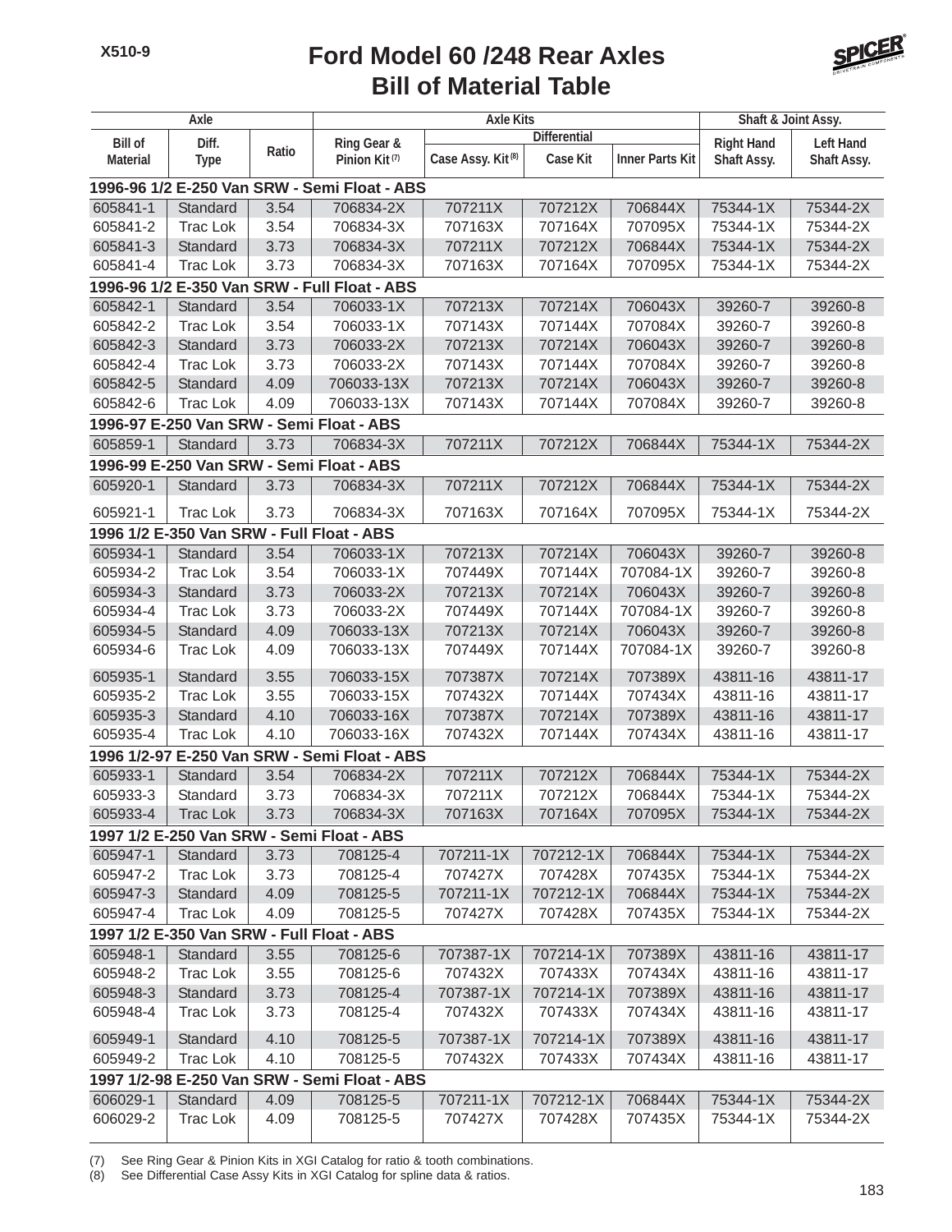# Ford Model 60 /248 Rear Axles
## Bill of Material Table

| Axle | | | Axle Kits | | | | Shaft & Joint Assy. | |
|---|---|---|---|---|---|---|---|---|
| | | | | Differential | | | | |
| Bill of Material | Diff. Type | Ratio | Ring Gear & Pinion Kit (7) | Case Assy. Kit (8) | Case Kit | Inner Parts Kit | Right Hand Shaft Assy. | Left Hand Shaft Assy. |
| **1996-96 1/2 E-250 Van SRW - Semi Float - ABS** | | | | | | | | |
| 605841-1 | Standard | 3.54 | 706834-2X | 707211X | 707212X | 706844X | 75344-1X | 75344-2X |
| 605841-2 | Trac Lok | 3.54 | 706834-3X | 707163X | 707164X | 707095X | 75344-1X | 75344-2X |
| 605841-3 | Standard | 3.73 | 706834-3X | 707211X | 707212X | 706844X | 75344-1X | 75344-2X |
| 605841-4 | Trac Lok | 3.73 | 706834-3X | 707163X | 707164X | 707095X | 75344-1X | 75344-2X |
| **1996-96 1/2 E-350 Van SRW - Full Float - ABS** | | | | | | | | |
| 605842-1 | Standard | 3.54 | 706033-1X | 707213X | 707214X | 706043X | 39260-7 | 39260-8 |
| 605842-2 | Trac Lok | 3.54 | 706033-1X | 707143X | 707144X | 707084X | 39260-7 | 39260-8 |
| 605842-3 | Standard | 3.73 | 706033-2X | 707213X | 707214X | 706043X | 39260-7 | 39260-8 |
| 605842-4 | Trac Lok | 3.73 | 706033-2X | 707143X | 707144X | 707084X | 39260-7 | 39260-8 |
| 605842-5 | Standard | 4.09 | 706033-13X | 707213X | 707214X | 706043X | 39260-7 | 39260-8 |
| 605842-6 | Trac Lok | 4.09 | 706033-13X | 707143X | 707144X | 707084X | 39260-7 | 39260-8 |
| **1996-97 E-250 Van SRW - Semi Float - ABS** | | | | | | | | |
| 605859-1 | Standard | 3.73 | 706834-3X | 707211X | 707212X | 706844X | 75344-1X | 75344-2X |
| **1996-99 E-250 Van SRW - Semi Float - ABS** | | | | | | | | |
| 605920-1 | Standard | 3.73 | 706834-3X | 707211X | 707212X | 706844X | 75344-1X | 75344-2X |
| 605921-1 | Trac Lok | 3.73 | 706834-3X | 707163X | 707164X | 707095X | 75344-1X | 75344-2X |
| **1996 1/2 E-350 Van SRW - Full Float - ABS** | | | | | | | | |
| 605934-1 | Standard | 3.54 | 706033-1X | 707213X | 707214X | 706043X | 39260-7 | 39260-8 |
| 605934-2 | Trac Lok | 3.54 | 706033-1X | 707449X | 707144X | 707084-1X | 39260-7 | 39260-8 |
| 605934-3 | Standard | 3.73 | 706033-2X | 707213X | 707214X | 706043X | 39260-7 | 39260-8 |
| 605934-4 | Trac Lok | 3.73 | 706033-2X | 707449X | 707144X | 707084-1X | 39260-7 | 39260-8 |
| 605934-5 | Standard | 4.09 | 706033-13X | 707213X | 707214X | 706043X | 39260-7 | 39260-8 |
| 605934-6 | Trac Lok | 4.09 | 706033-13X | 707449X | 707144X | 707084-1X | 39260-7 | 39260-8 |
| 605935-1 | Standard | 3.55 | 706033-15X | 707387X | 707214X | 707389X | 43811-16 | 43811-17 |
| 605935-2 | Trac Lok | 3.55 | 706033-15X | 707432X | 707144X | 707434X | 43811-16 | 43811-17 |
| 605935-3 | Standard | 4.10 | 706033-16X | 707387X | 707214X | 707389X | 43811-16 | 43811-17 |
| 605935-4 | Trac Lok | 4.10 | 706033-16X | 707432X | 707144X | 707434X | 43811-16 | 43811-17 |
| **1996 1/2-97 E-250 Van SRW - Semi Float - ABS** | | | | | | | | |
| 605933-1 | Standard | 3.54 | 706834-2X | 707211X | 707212X | 706844X | 75344-1X | 75344-2X |
| 605933-3 | Standard | 3.73 | 706834-3X | 707211X | 707212X | 706844X | 75344-1X | 75344-2X |
| 605933-4 | Trac Lok | 3.73 | 706834-3X | 707163X | 707164X | 707095X | 75344-1X | 75344-2X |
| **1997 1/2 E-250 Van SRW - Semi Float - ABS** | | | | | | | | |
| 605947-1 | Standard | 3.73 | 708125-4 | 707211-1X | 707212-1X | 706844X | 75344-1X | 75344-2X |
| 605947-2 | Trac Lok | 3.73 | 708125-4 | 707427X | 707428X | 707435X | 75344-1X | 75344-2X |
| 605947-3 | Standard | 4.09 | 708125-5 | 707211-1X | 707212-1X | 706844X | 75344-1X | 75344-2X |
| 605947-4 | Trac Lok | 4.09 | 708125-5 | 707427X | 707428X | 707435X | 75344-1X | 75344-2X |
| **1997 1/2 E-350 Van SRW - Full Float - ABS** | | | | | | | | |
| 605948-1 | Standard | 3.55 | 708125-6 | 707387-1X | 707214-1X | 707389X | 43811-16 | 43811-17 |
| 605948-2 | Trac Lok | 3.55 | 708125-6 | 707432X | 707433X | 707434X | 43811-16 | 43811-17 |
| 605948-3 | Standard | 3.73 | 708125-4 | 707387-1X | 707214-1X | 707389X | 43811-16 | 43811-17 |
| 605948-4 | Trac Lok | 3.73 | 708125-4 | 707432X | 707433X | 707434X | 43811-16 | 43811-17 |
| 605949-1 | Standard | 4.10 | 708125-5 | 707387-1X | 707214-1X | 707389X | 43811-16 | 43811-17 |
| 605949-2 | Trac Lok | 4.10 | 708125-5 | 707432X | 707433X | 707434X | 43811-16 | 43811-17 |
| **1997 1/2-98 E-250 Van SRW - Semi Float - ABS** | | | | | | | | |
| 606029-1 | Standard | 4.09 | 708125-5 | 707211-1X | 707212-1X | 706844X | 75344-1X | 75344-2X |
| 606029-2 | Trac Lok | 4.09 | 708125-5 | 707427X | 707428X | 707435X | 75344-1X | 75344-2X |

(7) See Ring Gear & Pinion Kits in XGI Catalog for ratio & tooth combinations.
(8) See Differential Case Assy Kits in XGI Catalog for spline data & ratios.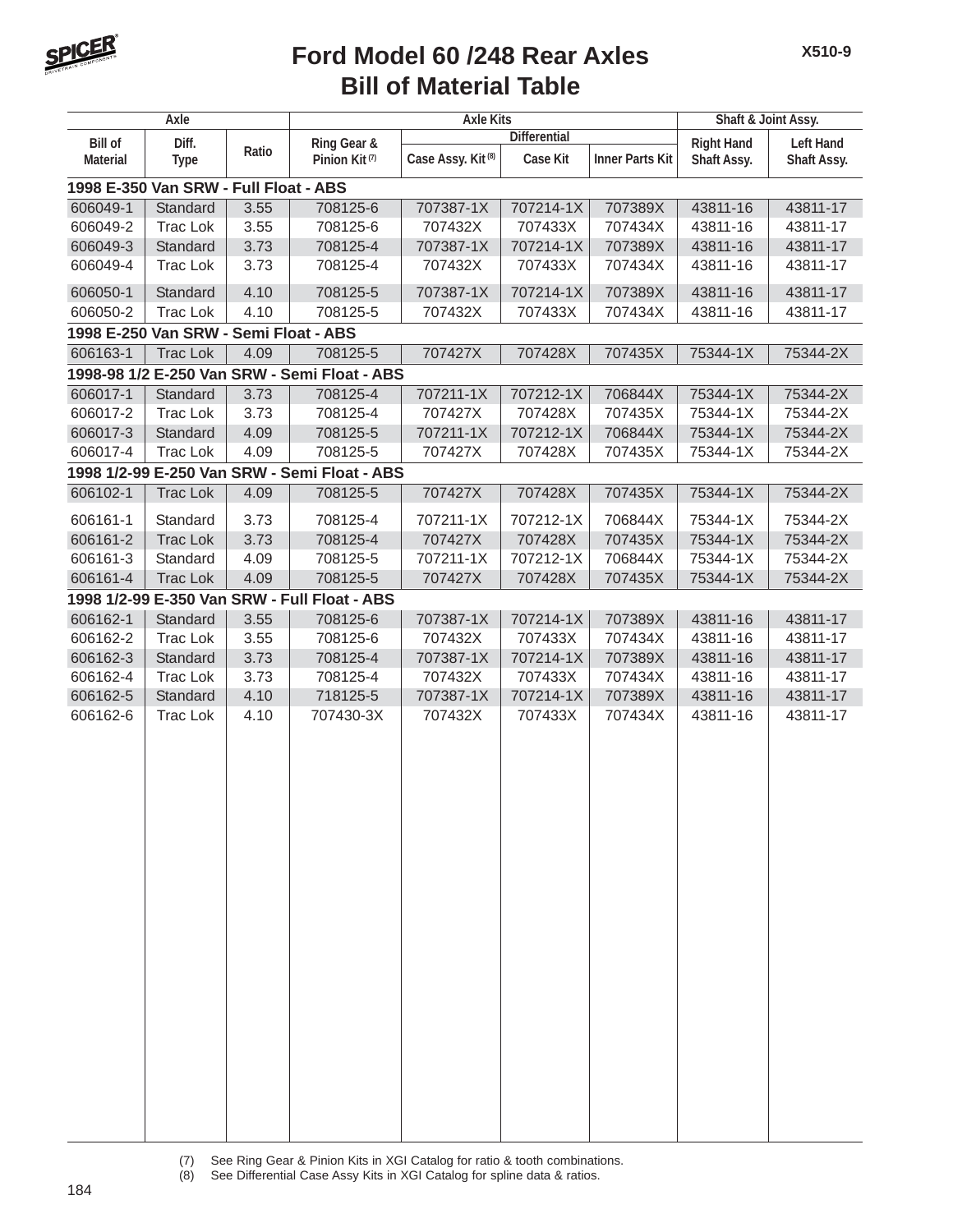# Ford Model 60 /248 Rear Axles
## Bill of Material Table

| Axle | | | Axle Kits | | | | Shaft & Joint Assy. | |
|---|---|---|---|---|---|---|---|---|
| | | | | Differential | | | | |
| Bill of Material | Diff. Type | Ratio | Ring Gear & Pinion Kit (7) | Case Assy. Kit (8) | Case Kit | Inner Parts Kit | Right Hand Shaft Assy. | Left Hand Shaft Assy. |
| **1998 E-350 Van SRW - Full Float - ABS** | | | | | | | | |
| 606049-1 | Standard | 3.55 | 708125-6 | 707387-1X | 707214-1X | 707389X | 43811-16 | 43811-17 |
| 606049-2 | Trac Lok | 3.55 | 708125-6 | 707432X | 707433X | 707434X | 43811-16 | 43811-17 |
| 606049-3 | Standard | 3.73 | 708125-4 | 707387-1X | 707214-1X | 707389X | 43811-16 | 43811-17 |
| 606049-4 | Trac Lok | 3.73 | 708125-4 | 707432X | 707433X | 707434X | 43811-16 | 43811-17 |
| 606050-1 | Standard | 4.10 | 708125-5 | 707387-1X | 707214-1X | 707389X | 43811-16 | 43811-17 |
| 606050-2 | Trac Lok | 4.10 | 708125-5 | 707432X | 707433X | 707434X | 43811-16 | 43811-17 |
| **1998 E-250 Van SRW - Semi Float - ABS** | | | | | | | | |
| 606163-1 | Trac Lok | 4.09 | 708125-5 | 707427X | 707428X | 707435X | 75344-1X | 75344-2X |
| **1998-98 1/2 E-250 Van SRW - Semi Float - ABS** | | | | | | | | |
| 606017-1 | Standard | 3.73 | 708125-4 | 707211-1X | 707212-1X | 706844X | 75344-1X | 75344-2X |
| 606017-2 | Trac Lok | 3.73 | 708125-4 | 707427X | 707428X | 707435X | 75344-1X | 75344-2X |
| 606017-3 | Standard | 4.09 | 708125-5 | 707211-1X | 707212-1X | 706844X | 75344-1X | 75344-2X |
| 606017-4 | Trac Lok | 4.09 | 708125-5 | 707427X | 707428X | 707435X | 75344-1X | 75344-2X |
| **1998 1/2-99 E-250 Van SRW - Semi Float - ABS** | | | | | | | | |
| 606102-1 | Trac Lok | 4.09 | 708125-5 | 707427X | 707428X | 707435X | 75344-1X | 75344-2X |
| 606161-1 | Standard | 3.73 | 708125-4 | 707211-1X | 707212-1X | 706844X | 75344-1X | 75344-2X |
| 606161-2 | Trac Lok | 3.73 | 708125-4 | 707427X | 707428X | 707435X | 75344-1X | 75344-2X |
| 606161-3 | Standard | 4.09 | 708125-5 | 707211-1X | 707212-1X | 706844X | 75344-1X | 75344-2X |
| 606161-4 | Trac Lok | 4.09 | 708125-5 | 707427X | 707428X | 707435X | 75344-1X | 75344-2X |
| **1998 1/2-99 E-350 Van SRW - Full Float - ABS** | | | | | | | | |
| 606162-1 | Standard | 3.55 | 708125-6 | 707387-1X | 707214-1X | 707389X | 43811-16 | 43811-17 |
| 606162-2 | Trac Lok | 3.55 | 708125-6 | 707432X | 707433X | 707434X | 43811-16 | 43811-17 |
| 606162-3 | Standard | 3.73 | 708125-4 | 707387-1X | 707214-1X | 707389X | 43811-16 | 43811-17 |
| 606162-4 | Trac Lok | 3.73 | 708125-4 | 707432X | 707433X | 707434X | 43811-16 | 43811-17 |
| 606162-5 | Standard | 4.10 | 718125-5 | 707387-1X | 707214-1X | 707389X | 43811-16 | 43811-17 |
| 606162-6 | Trac Lok | 4.10 | 707430-3X | 707432X | 707433X | 707434X | 43811-16 | 43811-17 |

(7) See Ring Gear & Pinion Kits in XGI Catalog for ratio & tooth combinations.
(8) See Differential Case Assy Kits in XGI Catalog for spline data & ratios.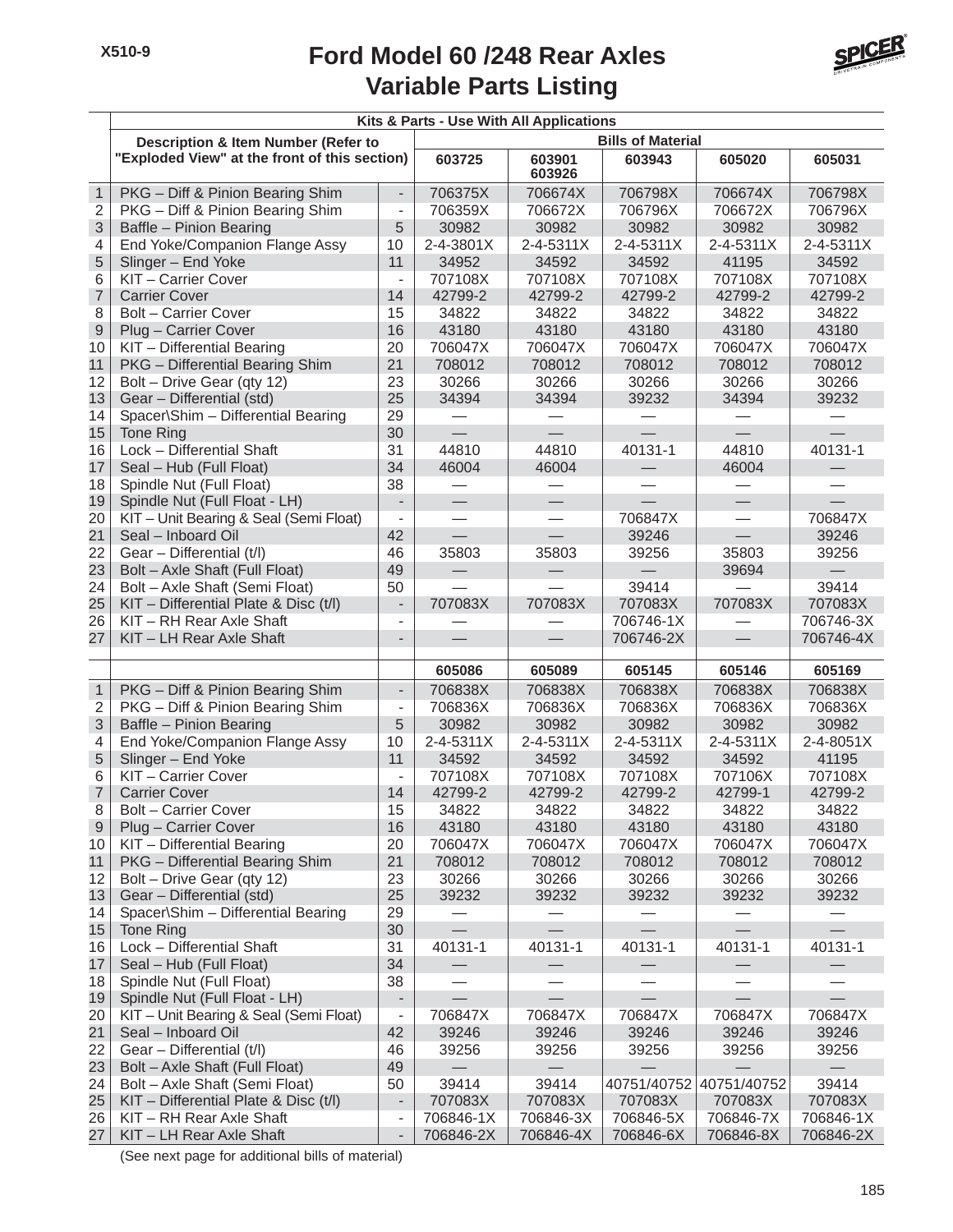# Ford Model 60 /248 Rear Axles
## Variable Parts Listing

| | Kits & Parts - Use With All Applications | | | | | | |
|---|---|---|---|---|---|---|---|
| | Description & Item Number (Refer to "Exploded View" at the front of this section) | | Bills of Material | | | | |
| | | | 603725 | 603901 603926 | 603943 | 605020 | 605031 |
| 1 | PKG – Diff & Pinion Bearing Shim | - | 706375X | 706674X | 706798X | 706674X | 706798X |
| 2 | PKG – Diff & Pinion Bearing Shim | - | 706359X | 706672X | 706796X | 706672X | 706796X |
| 3 | Baffle – Pinion Bearing | 5 | 30982 | 30982 | 30982 | 30982 | 30982 |
| 4 | End Yoke/Companion Flange Assy | 10 | 2-4-3801X | 2-4-5311X | 2-4-5311X | 2-4-5311X | 2-4-5311X |
| 5 | Slinger – End Yoke | 11 | 34952 | 34592 | 34592 | 41195 | 34592 |
| 6 | KIT – Carrier Cover | - | 707108X | 707108X | 707108X | 707108X | 707108X |
| 7 | Carrier Cover | 14 | 42799-2 | 42799-2 | 42799-2 | 42799-2 | 42799-2 |
| 8 | Bolt – Carrier Cover | 15 | 34822 | 34822 | 34822 | 34822 | 34822 |
| 9 | Plug – Carrier Cover | 16 | 43180 | 43180 | 43180 | 43180 | 43180 |
| 10 | KIT – Differential Bearing | 20 | 706047X | 706047X | 706047X | 706047X | 706047X |
| 11 | PKG – Differential Bearing Shim | 21 | 708012 | 708012 | 708012 | 708012 | 708012 |
| 12 | Bolt – Drive Gear (qty 12) | 23 | 30266 | 30266 | 30266 | 30266 | 30266 |
| 13 | Gear – Differential (std) | 25 | 34394 | 34394 | 39232 | 34394 | 39232 |
| 14 | Spacer\Shim – Differential Bearing | 29 | — | — | — | — | — |
| 15 | Tone Ring | 30 | — | — | — | — | — |
| 16 | Lock – Differential Shaft | 31 | 44810 | 44810 | 40131-1 | 44810 | 40131-1 |
| 17 | Seal – Hub (Full Float) | 34 | 46004 | 46004 | — | 46004 | — |
| 18 | Spindle Nut (Full Float) | 38 | — | — | — | — | — |
| 19 | Spindle Nut (Full Float - LH) | - | — | — | — | — | — |
| 20 | KIT – Unit Bearing & Seal (Semi Float) | - | — | — | 706847X | — | 706847X |
| 21 | Seal – Inboard Oil | 42 | — | — | 39246 | — | 39246 |
| 22 | Gear – Differential (t/l) | 46 | 35803 | 35803 | 39256 | 35803 | 39256 |
| 23 | Bolt – Axle Shaft (Full Float) | 49 | — | — | — | 39694 | — |
| 24 | Bolt – Axle Shaft (Semi Float) | 50 | — | — | 39414 | — | 39414 |
| 25 | KIT – Differential Plate & Disc (t/l) | - | 707083X | 707083X | 707083X | 707083X | 707083X |
| 26 | KIT – RH Rear Axle Shaft | - | — | — | 706746-1X | — | 706746-3X |
| 27 | KIT – LH Rear Axle Shaft | - | — | — | 706746-2X | — | 706746-4X |
| | | | 605086 | 605089 | 605145 | 605146 | 605169 |
| 1 | PKG – Diff & Pinion Bearing Shim | - | 706838X | 706838X | 706838X | 706838X | 706838X |
| 2 | PKG – Diff & Pinion Bearing Shim | - | 706836X | 706836X | 706836X | 706836X | 706836X |
| 3 | Baffle – Pinion Bearing | 5 | 30982 | 30982 | 30982 | 30982 | 30982 |
| 4 | End Yoke/Companion Flange Assy | 10 | 2-4-5311X | 2-4-5311X | 2-4-5311X | 2-4-5311X | 2-4-8051X |
| 5 | Slinger – End Yoke | 11 | 34592 | 34592 | 34592 | 34592 | 41195 |
| 6 | KIT – Carrier Cover | - | 707108X | 707108X | 707108X | 707106X | 707108X |
| 7 | Carrier Cover | 14 | 42799-2 | 42799-2 | 42799-2 | 42799-1 | 42799-2 |
| 8 | Bolt – Carrier Cover | 15 | 34822 | 34822 | 34822 | 34822 | 34822 |
| 9 | Plug – Carrier Cover | 16 | 43180 | 43180 | 43180 | 43180 | 43180 |
| 10 | KIT – Differential Bearing | 20 | 706047X | 706047X | 706047X | 706047X | 706047X |
| 11 | PKG – Differential Bearing Shim | 21 | 708012 | 708012 | 708012 | 708012 | 708012 |
| 12 | Bolt – Drive Gear (qty 12) | 23 | 30266 | 30266 | 30266 | 30266 | 30266 |
| 13 | Gear – Differential (std) | 25 | 39232 | 39232 | 39232 | 39232 | 39232 |
| 14 | Spacer\Shim – Differential Bearing | 29 | — | — | — | — | — |
| 15 | Tone Ring | 30 | — | — | — | — | — |
| 16 | Lock – Differential Shaft | 31 | 40131-1 | 40131-1 | 40131-1 | 40131-1 | 40131-1 |
| 17 | Seal – Hub (Full Float) | 34 | — | — | — | — | — |
| 18 | Spindle Nut (Full Float) | 38 | — | — | — | — | — |
| 19 | Spindle Nut (Full Float - LH) | - | — | — | — | — | — |
| 20 | KIT – Unit Bearing & Seal (Semi Float) | - | 706847X | 706847X | 706847X | 706847X | 706847X |
| 21 | Seal – Inboard Oil | 42 | 39246 | 39246 | 39246 | 39246 | 39246 |
| 22 | Gear – Differential (t/l) | 46 | 39256 | 39256 | 39256 | 39256 | 39256 |
| 23 | Bolt – Axle Shaft (Full Float) | 49 | — | — | — | — | — |
| 24 | Bolt – Axle Shaft (Semi Float) | 50 | 39414 | 39414 | 40751/40752 | 40751/40752 | 39414 |
| 25 | KIT – Differential Plate & Disc (t/l) | - | 707083X | 707083X | 707083X | 707083X | 707083X |
| 26 | KIT – RH Rear Axle Shaft | - | 706846-1X | 706846-3X | 706846-5X | 706846-7X | 706846-1X |
| 27 | KIT – LH Rear Axle Shaft | - | 706846-2X | 706846-4X | 706846-6X | 706846-8X | 706846-2X |

(See next page for additional bills of material)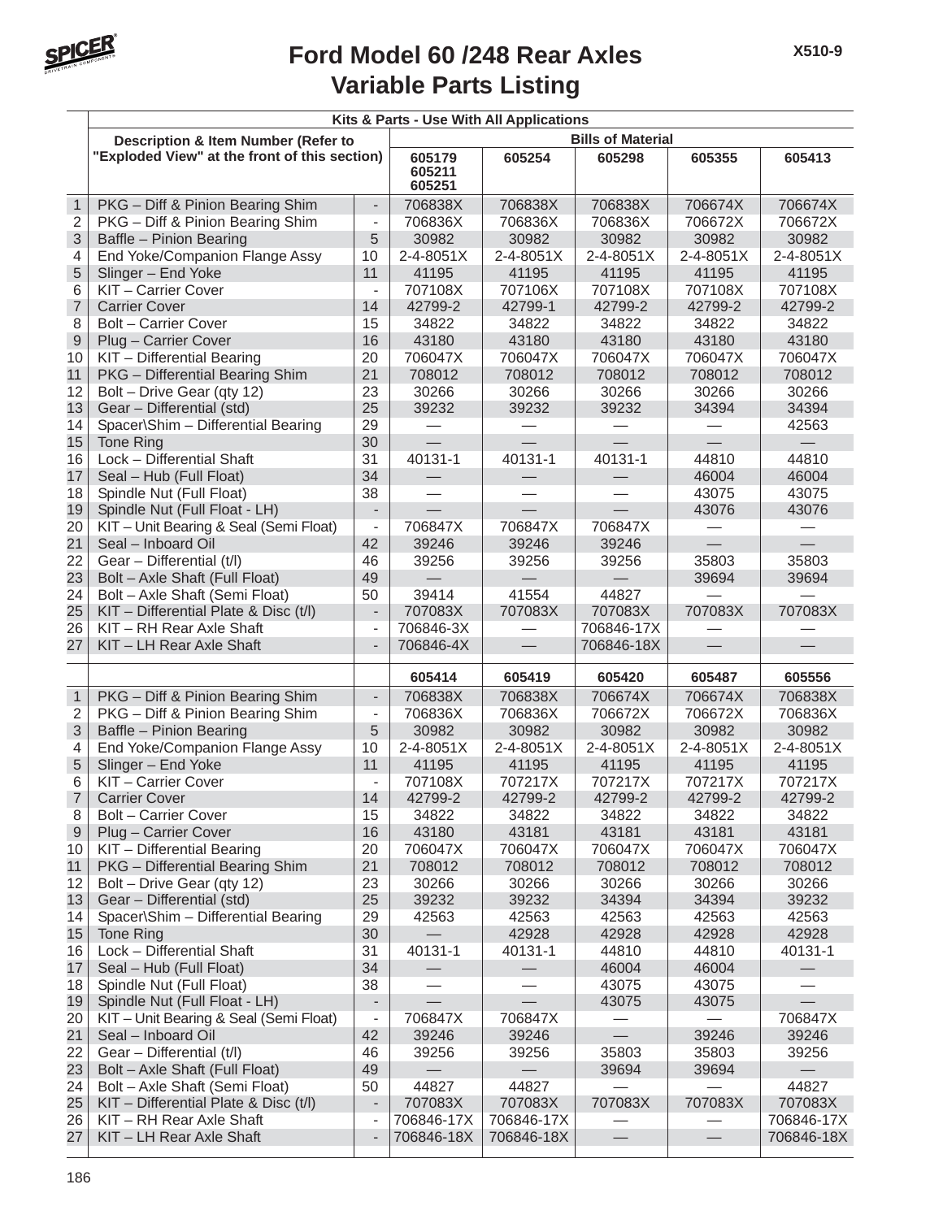# Ford Model 60 /248 Rear Axles
# Variable Parts Listing

| | Description & Item Number (Refer to "Exploded View" at the front of this section) | | Kits & Parts - Use With All Applications | | | | |
|---|---|---|---|---|---|---|---|
| | | | Bills of Material | | | | |
| | | | 605179 605211 605251 | 605254 | 605298 | 605355 | 605413 |
| 1 | PKG – Diff & Pinion Bearing Shim | - | 706838X | 706838X | 706838X | 706674X | 706674X |
| 2 | PKG – Diff & Pinion Bearing Shim | - | 706836X | 706836X | 706836X | 706672X | 706672X |
| 3 | Baffle – Pinion Bearing | 5 | 30982 | 30982 | 30982 | 30982 | 30982 |
| 4 | End Yoke/Companion Flange Assy | 10 | 2-4-8051X | 2-4-8051X | 2-4-8051X | 2-4-8051X | 2-4-8051X |
| 5 | Slinger – End Yoke | 11 | 41195 | 41195 | 41195 | 41195 | 41195 |
| 6 | KIT – Carrier Cover | - | 707108X | 707106X | 707108X | 707108X | 707108X |
| 7 | Carrier Cover | 14 | 42799-2 | 42799-1 | 42799-2 | 42799-2 | 42799-2 |
| 8 | Bolt – Carrier Cover | 15 | 34822 | 34822 | 34822 | 34822 | 34822 |
| 9 | Plug – Carrier Cover | 16 | 43180 | 43180 | 43180 | 43180 | 43180 |
| 10 | KIT – Differential Bearing | 20 | 706047X | 706047X | 706047X | 706047X | 706047X |
| 11 | PKG – Differential Bearing Shim | 21 | 708012 | 708012 | 708012 | 708012 | 708012 |
| 12 | Bolt – Drive Gear (qty 12) | 23 | 30266 | 30266 | 30266 | 30266 | 30266 |
| 13 | Gear – Differential (std) | 25 | 39232 | 39232 | 39232 | 34394 | 34394 |
| 14 | Spacer\Shim – Differential Bearing | 29 | — | — | — | — | 42563 |
| 15 | Tone Ring | 30 | — | — | — | — | — |
| 16 | Lock – Differential Shaft | 31 | 40131-1 | 40131-1 | 40131-1 | 44810 | 44810 |
| 17 | Seal – Hub (Full Float) | 34 | — | — | — | 46004 | 46004 |
| 18 | Spindle Nut (Full Float) | 38 | — | — | — | 43075 | 43075 |
| 19 | Spindle Nut (Full Float - LH) | - | — | — | — | 43076 | 43076 |
| 20 | KIT – Unit Bearing & Seal (Semi Float) | - | 706847X | 706847X | 706847X | — | — |
| 21 | Seal – Inboard Oil | 42 | 39246 | 39246 | 39246 | — | — |
| 22 | Gear – Differential (t/l) | 46 | 39256 | 39256 | 39256 | 35803 | 35803 |
| 23 | Bolt – Axle Shaft (Full Float) | 49 | — | — | — | 39694 | 39694 |
| 24 | Bolt – Axle Shaft (Semi Float) | 50 | 39414 | 41554 | 44827 | — | — |
| 25 | KIT – Differential Plate & Disc (t/l) | - | 707083X | 707083X | 707083X | 707083X | 707083X |
| 26 | KIT – RH Rear Axle Shaft | - | 706846-3X | — | 706846-17X | — | — |
| 27 | KIT – LH Rear Axle Shaft | - | 706846-4X | — | 706846-18X | — | — |
| | | | 605414 | 605419 | 605420 | 605487 | 605556 |
| 1 | PKG – Diff & Pinion Bearing Shim | - | 706838X | 706838X | 706674X | 706674X | 706838X |
| 2 | PKG – Diff & Pinion Bearing Shim | - | 706836X | 706836X | 706672X | 706672X | 706836X |
| 3 | Baffle – Pinion Bearing | 5 | 30982 | 30982 | 30982 | 30982 | 30982 |
| 4 | End Yoke/Companion Flange Assy | 10 | 2-4-8051X | 2-4-8051X | 2-4-8051X | 2-4-8051X | 2-4-8051X |
| 5 | Slinger – End Yoke | 11 | 41195 | 41195 | 41195 | 41195 | 41195 |
| 6 | KIT – Carrier Cover | - | 707108X | 707217X | 707217X | 707217X | 707217X |
| 7 | Carrier Cover | 14 | 42799-2 | 42799-2 | 42799-2 | 42799-2 | 42799-2 |
| 8 | Bolt – Carrier Cover | 15 | 34822 | 34822 | 34822 | 34822 | 34822 |
| 9 | Plug – Carrier Cover | 16 | 43180 | 43181 | 43181 | 43181 | 43181 |
| 10 | KIT – Differential Bearing | 20 | 706047X | 706047X | 706047X | 706047X | 706047X |
| 11 | PKG – Differential Bearing Shim | 21 | 708012 | 708012 | 708012 | 708012 | 708012 |
| 12 | Bolt – Drive Gear (qty 12) | 23 | 30266 | 30266 | 30266 | 30266 | 30266 |
| 13 | Gear – Differential (std) | 25 | 39232 | 39232 | 34394 | 34394 | 39232 |
| 14 | Spacer\Shim – Differential Bearing | 29 | 42563 | 42563 | 42563 | 42563 | 42563 |
| 15 | Tone Ring | 30 | — | 42928 | 42928 | 42928 | 42928 |
| 16 | Lock – Differential Shaft | 31 | 40131-1 | 40131-1 | 44810 | 44810 | 40131-1 |
| 17 | Seal – Hub (Full Float) | 34 | — | — | 46004 | 46004 | — |
| 18 | Spindle Nut (Full Float) | 38 | — | — | 43075 | 43075 | — |
| 19 | Spindle Nut (Full Float - LH) | - | — | — | 43075 | 43075 | — |
| 20 | KIT – Unit Bearing & Seal (Semi Float) | - | 706847X | 706847X | — | — | 706847X |
| 21 | Seal – Inboard Oil | 42 | 39246 | 39246 | — | 39246 | 39246 |
| 22 | Gear – Differential (t/l) | 46 | 39256 | 39256 | 35803 | 35803 | 39256 |
| 23 | Bolt – Axle Shaft (Full Float) | 49 | — | — | 39694 | 39694 | — |
| 24 | Bolt – Axle Shaft (Semi Float) | 50 | 44827 | 44827 | — | — | 44827 |
| 25 | KIT – Differential Plate & Disc (t/l) | - | 707083X | 707083X | 707083X | 707083X | 707083X |
| 26 | KIT – RH Rear Axle Shaft | - | 706846-17X | 706846-17X | — | — | 706846-17X |
| 27 | KIT – LH Rear Axle Shaft | - | 706846-18X | 706846-18X | — | — | 706846-18X |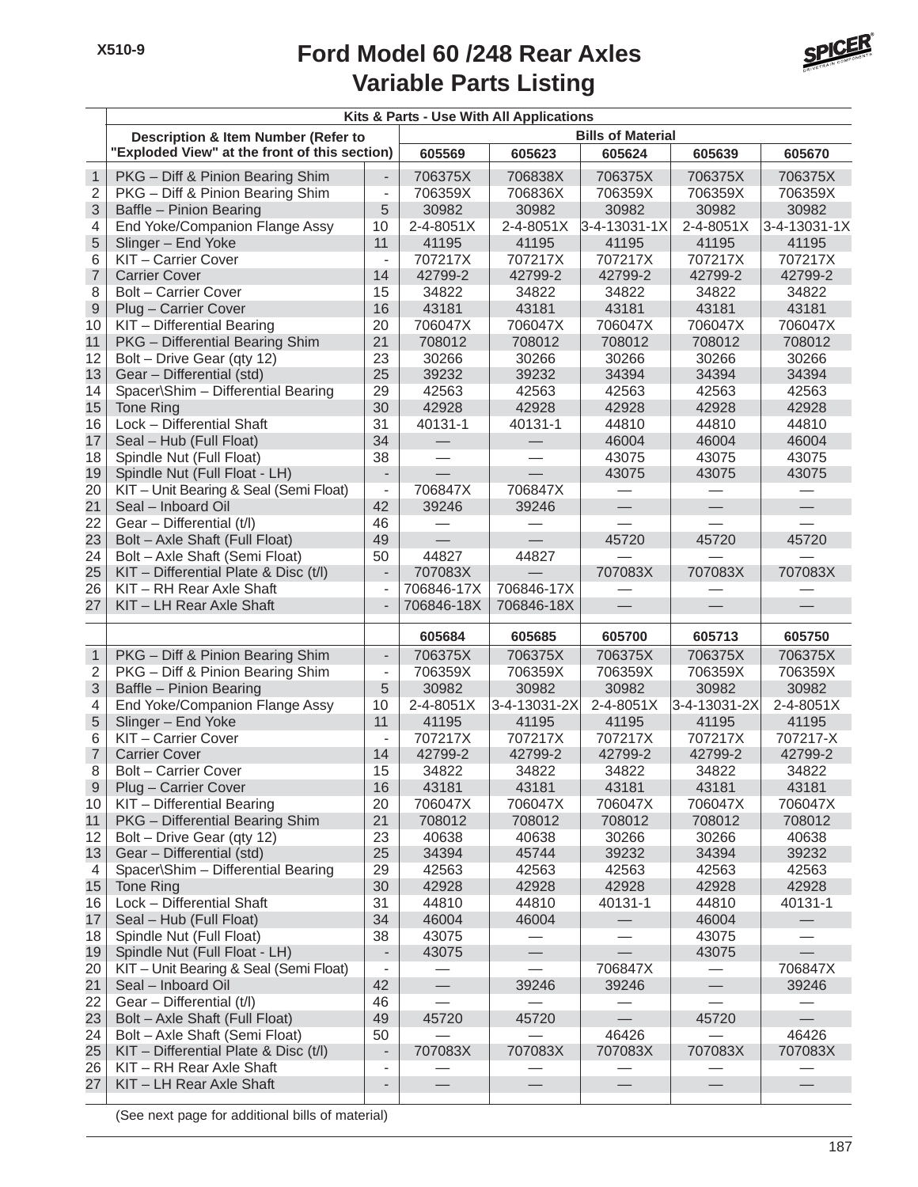# Ford Model 60 /248 Rear Axles
## Variable Parts Listing

| | Kits & Parts - Use With All Applications | | | | | | |
|---|---|---|---|---|---|---|---|
| | Description & Item Number (Refer to "Exploded View" at the front of this section) | | Bills of Material | | | | |
| | | | 605569 | 605623 | 605624 | 605639 | 605670 |
| 1 | PKG – Diff & Pinion Bearing Shim | - | 706375X | 706838X | 706375X | 706375X | 706375X |
| 2 | PKG – Diff & Pinion Bearing Shim | - | 706359X | 706836X | 706359X | 706359X | 706359X |
| 3 | Baffle – Pinion Bearing | 5 | 30982 | 30982 | 30982 | 30982 | 30982 |
| 4 | End Yoke/Companion Flange Assy | 10 | 2-4-8051X | 2-4-8051X | 3-4-13031-1X | 2-4-8051X | 3-4-13031-1X |
| 5 | Slinger – End Yoke | 11 | 41195 | 41195 | 41195 | 41195 | 41195 |
| 6 | KIT – Carrier Cover | - | 707217X | 707217X | 707217X | 707217X | 707217X |
| 7 | Carrier Cover | 14 | 42799-2 | 42799-2 | 42799-2 | 42799-2 | 42799-2 |
| 8 | Bolt – Carrier Cover | 15 | 34822 | 34822 | 34822 | 34822 | 34822 |
| 9 | Plug – Carrier Cover | 16 | 43181 | 43181 | 43181 | 43181 | 43181 |
| 10 | KIT – Differential Bearing | 20 | 706047X | 706047X | 706047X | 706047X | 706047X |
| 11 | PKG – Differential Bearing Shim | 21 | 708012 | 708012 | 708012 | 708012 | 708012 |
| 12 | Bolt – Drive Gear (qty 12) | 23 | 30266 | 30266 | 30266 | 30266 | 30266 |
| 13 | Gear – Differential (std) | 25 | 39232 | 39232 | 34394 | 34394 | 34394 |
| 14 | Spacer\Shim – Differential Bearing | 29 | 42563 | 42563 | 42563 | 42563 | 42563 |
| 15 | Tone Ring | 30 | 42928 | 42928 | 42928 | 42928 | 42928 |
| 16 | Lock – Differential Shaft | 31 | 40131-1 | 40131-1 | 44810 | 44810 | 44810 |
| 17 | Seal – Hub (Full Float) | 34 | — | — | 46004 | 46004 | 46004 |
| 18 | Spindle Nut (Full Float) | 38 | — | — | 43075 | 43075 | 43075 |
| 19 | Spindle Nut (Full Float - LH) | - | — | — | 43075 | 43075 | 43075 |
| 20 | KIT – Unit Bearing & Seal (Semi Float) | - | 706847X | 706847X | — | — | — |
| 21 | Seal – Inboard Oil | 42 | 39246 | 39246 | — | — | — |
| 22 | Gear – Differential (t/l) | 46 | — | — | — | — | — |
| 23 | Bolt – Axle Shaft (Full Float) | 49 | — | — | 45720 | 45720 | 45720 |
| 24 | Bolt – Axle Shaft (Semi Float) | 50 | 44827 | 44827 | — | — | — |
| 25 | KIT – Differential Plate & Disc (t/l) | - | 707083X | — | 707083X | 707083X | 707083X |
| 26 | KIT – RH Rear Axle Shaft | - | 706846-17X | 706846-17X | — | — | — |
| 27 | KIT – LH Rear Axle Shaft | - | 706846-18X | 706846-18X | — | — | — |
| | | | 605684 | 605685 | 605700 | 605713 | 605750 |
| 1 | PKG – Diff & Pinion Bearing Shim | - | 706375X | 706375X | 706375X | 706375X | 706375X |
| 2 | PKG – Diff & Pinion Bearing Shim | - | 706359X | 706359X | 706359X | 706359X | 706359X |
| 3 | Baffle – Pinion Bearing | 5 | 30982 | 30982 | 30982 | 30982 | 30982 |
| 4 | End Yoke/Companion Flange Assy | 10 | 2-4-8051X | 3-4-13031-2X | 2-4-8051X | 3-4-13031-2X | 2-4-8051X |
| 5 | Slinger – End Yoke | 11 | 41195 | 41195 | 41195 | 41195 | 41195 |
| 6 | KIT – Carrier Cover | - | 707217X | 707217X | 707217X | 707217X | 707217-X |
| 7 | Carrier Cover | 14 | 42799-2 | 42799-2 | 42799-2 | 42799-2 | 42799-2 |
| 8 | Bolt – Carrier Cover | 15 | 34822 | 34822 | 34822 | 34822 | 34822 |
| 9 | Plug – Carrier Cover | 16 | 43181 | 43181 | 43181 | 43181 | 43181 |
| 10 | KIT – Differential Bearing | 20 | 706047X | 706047X | 706047X | 706047X | 706047X |
| 11 | PKG – Differential Bearing Shim | 21 | 708012 | 708012 | 708012 | 708012 | 708012 |
| 12 | Bolt – Drive Gear (qty 12) | 23 | 40638 | 40638 | 30266 | 30266 | 40638 |
| 13 | Gear – Differential (std) | 25 | 34394 | 45744 | 39232 | 34394 | 39232 |
| 4 | Spacer\Shim – Differential Bearing | 29 | 42563 | 42563 | 42563 | 42563 | 42563 |
| 15 | Tone Ring | 30 | 42928 | 42928 | 42928 | 42928 | 42928 |
| 16 | Lock – Differential Shaft | 31 | 44810 | 44810 | 40131-1 | 44810 | 40131-1 |
| 17 | Seal – Hub (Full Float) | 34 | 46004 | 46004 | — | 46004 | — |
| 18 | Spindle Nut (Full Float) | 38 | 43075 | — | — | 43075 | — |
| 19 | Spindle Nut (Full Float - LH) | - | 43075 | — | — | 43075 | — |
| 20 | KIT – Unit Bearing & Seal (Semi Float) | - | — | — | 706847X | — | 706847X |
| 21 | Seal – Inboard Oil | 42 | — | 39246 | 39246 | — | 39246 |
| 22 | Gear – Differential (t/l) | 46 | — | — | — | — | — |
| 23 | Bolt – Axle Shaft (Full Float) | 49 | 45720 | 45720 | — | 45720 | — |
| 24 | Bolt – Axle Shaft (Semi Float) | 50 | — | — | 46426 | — | 46426 |
| 25 | KIT – Differential Plate & Disc (t/l) | - | 707083X | 707083X | 707083X | 707083X | 707083X |
| 26 | KIT – RH Rear Axle Shaft | - | — | — | — | — | — |
| 27 | KIT – LH Rear Axle Shaft | - | — | — | — | — | — |

(See next page for additional bills of material)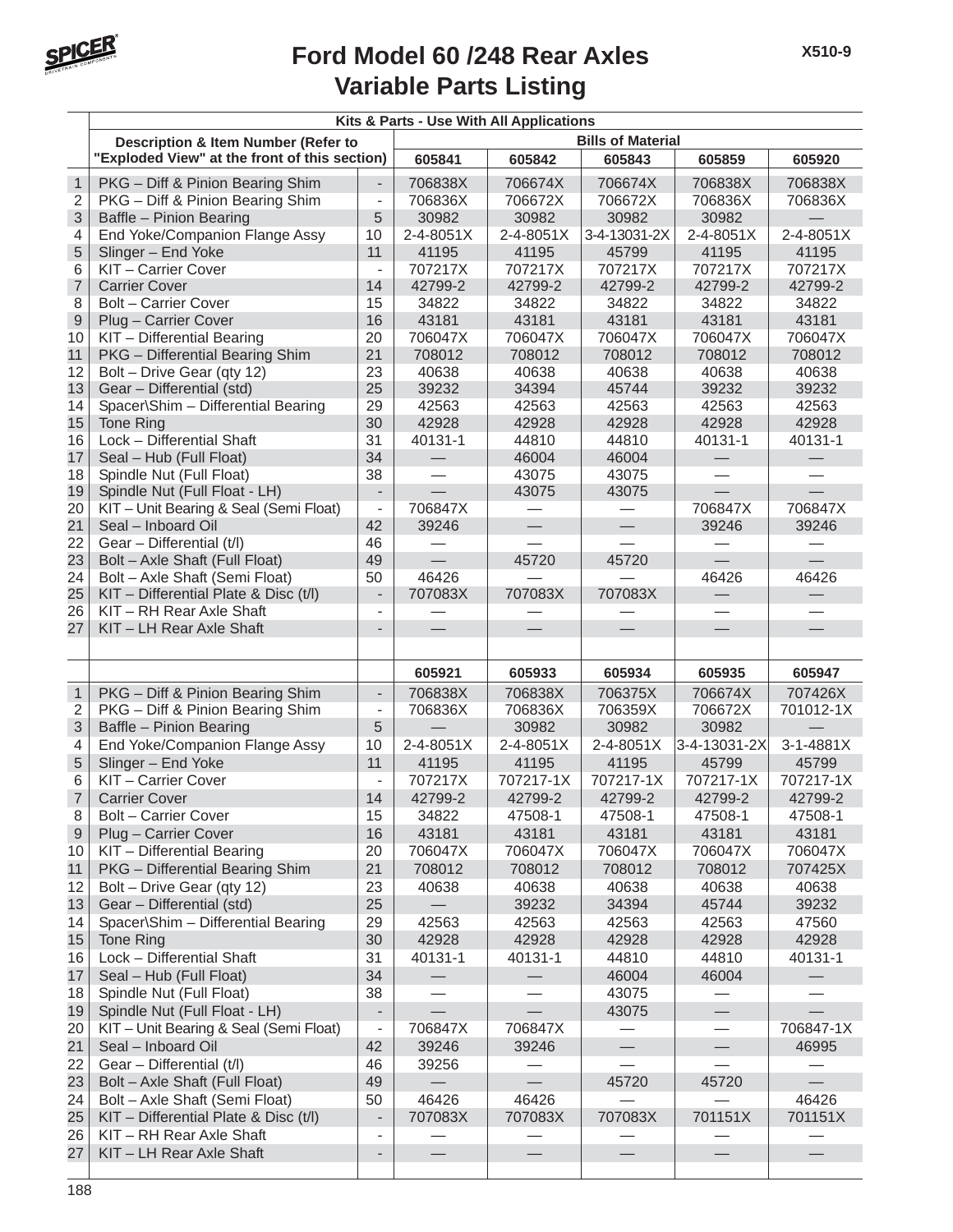# Ford Model 60 /248 Rear Axles
## Variable Parts Listing

X510-9

| | Kits & Parts - Use With All Applications | | | | | | |
|---|---|---|---|---|---|---|---|
| | Description & Item Number (Refer to "Exploded View" at the front of this section) | | Bills of Material | | | | |
| | | | 605841 | 605842 | 605843 | 605859 | 605920 |
| 1 | PKG – Diff & Pinion Bearing Shim | - | 706838X | 706674X | 706674X | 706838X | 706838X |
| 2 | PKG – Diff & Pinion Bearing Shim | - | 706836X | 706672X | 706672X | 706836X | 706836X |
| 3 | Baffle – Pinion Bearing | 5 | 30982 | 30982 | 30982 | 30982 | — |
| 4 | End Yoke/Companion Flange Assy | 10 | 2-4-8051X | 2-4-8051X | 3-4-13031-2X | 2-4-8051X | 2-4-8051X |
| 5 | Slinger – End Yoke | 11 | 41195 | 41195 | 45799 | 41195 | 41195 |
| 6 | KIT – Carrier Cover | - | 707217X | 707217X | 707217X | 707217X | 707217X |
| 7 | Carrier Cover | 14 | 42799-2 | 42799-2 | 42799-2 | 42799-2 | 42799-2 |
| 8 | Bolt – Carrier Cover | 15 | 34822 | 34822 | 34822 | 34822 | 34822 |
| 9 | Plug – Carrier Cover | 16 | 43181 | 43181 | 43181 | 43181 | 43181 |
| 10 | KIT – Differential Bearing | 20 | 706047X | 706047X | 706047X | 706047X | 706047X |
| 11 | PKG – Differential Bearing Shim | 21 | 708012 | 708012 | 708012 | 708012 | 708012 |
| 12 | Bolt – Drive Gear (qty 12) | 23 | 40638 | 40638 | 40638 | 40638 | 40638 |
| 13 | Gear – Differential (std) | 25 | 39232 | 34394 | 45744 | 39232 | 39232 |
| 14 | Spacer\Shim – Differential Bearing | 29 | 42563 | 42563 | 42563 | 42563 | 42563 |
| 15 | Tone Ring | 30 | 42928 | 42928 | 42928 | 42928 | 42928 |
| 16 | Lock – Differential Shaft | 31 | 40131-1 | 44810 | 44810 | 40131-1 | 40131-1 |
| 17 | Seal – Hub (Full Float) | 34 | — | 46004 | 46004 | — | — |
| 18 | Spindle Nut (Full Float) | 38 | — | 43075 | 43075 | — | — |
| 19 | Spindle Nut (Full Float - LH) | - | — | 43075 | 43075 | — | — |
| 20 | KIT – Unit Bearing & Seal (Semi Float) | - | 706847X | — | — | 706847X | 706847X |
| 21 | Seal – Inboard Oil | 42 | 39246 | — | — | 39246 | 39246 |
| 22 | Gear – Differential (t/l) | 46 | — | — | — | — | — |
| 23 | Bolt – Axle Shaft (Full Float) | 49 | — | 45720 | 45720 | — | — |
| 24 | Bolt – Axle Shaft (Semi Float) | 50 | 46426 | — | — | 46426 | 46426 |
| 25 | KIT – Differential Plate & Disc (t/l) | - | 707083X | 707083X | 707083X | — | — |
| 26 | KIT – RH Rear Axle Shaft | - | — | — | — | — | — |
| 27 | KIT – LH Rear Axle Shaft | - | — | — | — | — | — |
| | | | 605921 | 605933 | 605934 | 605935 | 605947 |
| 1 | PKG – Diff & Pinion Bearing Shim | - | 706838X | 706838X | 706375X | 706674X | 707426X |
| 2 | PKG – Diff & Pinion Bearing Shim | - | 706836X | 706836X | 706359X | 706672X | 701012-1X |
| 3 | Baffle – Pinion Bearing | 5 | — | 30982 | 30982 | 30982 | — |
| 4 | End Yoke/Companion Flange Assy | 10 | 2-4-8051X | 2-4-8051X | 2-4-8051X | 3-4-13031-2X | 3-1-4881X |
| 5 | Slinger – End Yoke | 11 | 41195 | 41195 | 41195 | 45799 | 45799 |
| 6 | KIT – Carrier Cover | - | 707217X | 707217-1X | 707217-1X | 707217-1X | 707217-1X |
| 7 | Carrier Cover | 14 | 42799-2 | 42799-2 | 42799-2 | 42799-2 | 42799-2 |
| 8 | Bolt – Carrier Cover | 15 | 34822 | 47508-1 | 47508-1 | 47508-1 | 47508-1 |
| 9 | Plug – Carrier Cover | 16 | 43181 | 43181 | 43181 | 43181 | 43181 |
| 10 | KIT – Differential Bearing | 20 | 706047X | 706047X | 706047X | 706047X | 706047X |
| 11 | PKG – Differential Bearing Shim | 21 | 708012 | 708012 | 708012 | 708012 | 707425X |
| 12 | Bolt – Drive Gear (qty 12) | 23 | 40638 | 40638 | 40638 | 40638 | 40638 |
| 13 | Gear – Differential (std) | 25 | — | 39232 | 34394 | 45744 | 39232 |
| 14 | Spacer\Shim – Differential Bearing | 29 | 42563 | 42563 | 42563 | 42563 | 47560 |
| 15 | Tone Ring | 30 | 42928 | 42928 | 42928 | 42928 | 42928 |
| 16 | Lock – Differential Shaft | 31 | 40131-1 | 40131-1 | 44810 | 44810 | 40131-1 |
| 17 | Seal – Hub (Full Float) | 34 | — | — | 46004 | 46004 | — |
| 18 | Spindle Nut (Full Float) | 38 | — | — | 43075 | — | — |
| 19 | Spindle Nut (Full Float - LH) | - | — | — | 43075 | — | — |
| 20 | KIT – Unit Bearing & Seal (Semi Float) | - | 706847X | 706847X | — | — | 706847-1X |
| 21 | Seal – Inboard Oil | 42 | 39246 | 39246 | — | — | 46995 |
| 22 | Gear – Differential (t/l) | 46 | 39256 | — | — | — | — |
| 23 | Bolt – Axle Shaft (Full Float) | 49 | — | — | 45720 | 45720 | — |
| 24 | Bolt – Axle Shaft (Semi Float) | 50 | 46426 | 46426 | — | — | 46426 |
| 25 | KIT – Differential Plate & Disc (t/l) | - | 707083X | 707083X | 707083X | 701151X | 701151X |
| 26 | KIT – RH Rear Axle Shaft | - | — | — | — | — | — |
| 27 | KIT – LH Rear Axle Shaft | - | — | — | — | — | — |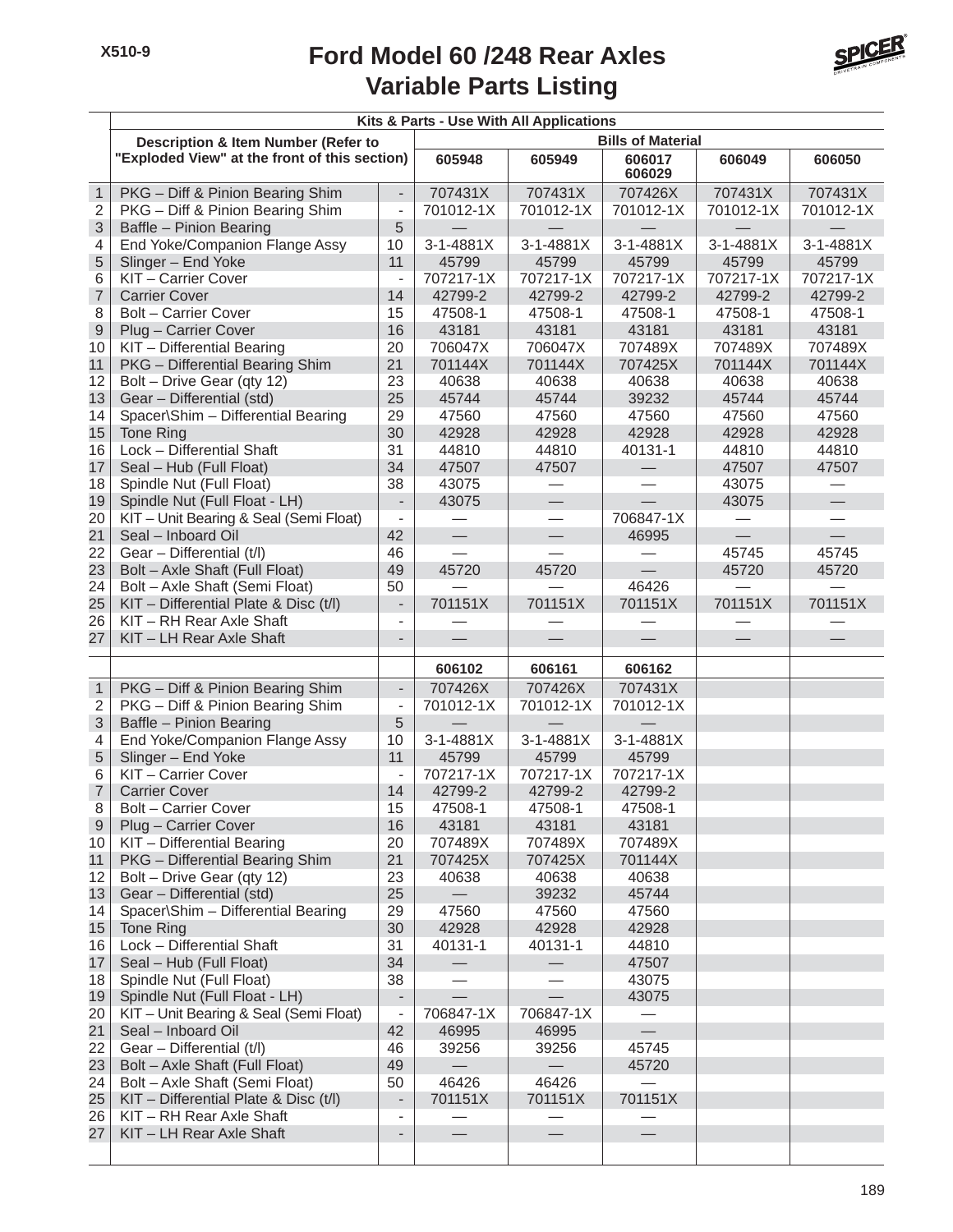# Ford Model 60 /248 Rear Axles
## Variable Parts Listing

| | Description & Item Number (Refer to "Exploded View" at the front of this section) | | Kits & Parts - Use With All Applications — Bills of Material | | | | |
|---|---|---|---|---|---|---|---|
| | | | 605948 | 605949 | 606017 606029 | 606049 | 606050 |
| 1 | PKG – Diff & Pinion Bearing Shim | - | 707431X | 707431X | 707426X | 707431X | 707431X |
| 2 | PKG – Diff & Pinion Bearing Shim | - | 701012-1X | 701012-1X | 701012-1X | 701012-1X | 701012-1X |
| 3 | Baffle – Pinion Bearing | 5 | — | — | — | — | — |
| 4 | End Yoke/Companion Flange Assy | 10 | 3-1-4881X | 3-1-4881X | 3-1-4881X | 3-1-4881X | 3-1-4881X |
| 5 | Slinger – End Yoke | 11 | 45799 | 45799 | 45799 | 45799 | 45799 |
| 6 | KIT – Carrier Cover | - | 707217-1X | 707217-1X | 707217-1X | 707217-1X | 707217-1X |
| 7 | Carrier Cover | 14 | 42799-2 | 42799-2 | 42799-2 | 42799-2 | 42799-2 |
| 8 | Bolt – Carrier Cover | 15 | 47508-1 | 47508-1 | 47508-1 | 47508-1 | 47508-1 |
| 9 | Plug – Carrier Cover | 16 | 43181 | 43181 | 43181 | 43181 | 43181 |
| 10 | KIT – Differential Bearing | 20 | 706047X | 706047X | 707489X | 707489X | 707489X |
| 11 | PKG – Differential Bearing Shim | 21 | 701144X | 701144X | 707425X | 701144X | 701144X |
| 12 | Bolt – Drive Gear (qty 12) | 23 | 40638 | 40638 | 40638 | 40638 | 40638 |
| 13 | Gear – Differential (std) | 25 | 45744 | 45744 | 39232 | 45744 | 45744 |
| 14 | Spacer\Shim – Differential Bearing | 29 | 47560 | 47560 | 47560 | 47560 | 47560 |
| 15 | Tone Ring | 30 | 42928 | 42928 | 42928 | 42928 | 42928 |
| 16 | Lock – Differential Shaft | 31 | 44810 | 44810 | 40131-1 | 44810 | 44810 |
| 17 | Seal – Hub (Full Float) | 34 | 47507 | 47507 | — | 47507 | 47507 |
| 18 | Spindle Nut (Full Float) | 38 | 43075 | — | — | 43075 | — |
| 19 | Spindle Nut (Full Float - LH) | - | 43075 | — | — | 43075 | — |
| 20 | KIT – Unit Bearing & Seal (Semi Float) | - | — | — | 706847-1X | — | — |
| 21 | Seal – Inboard Oil | 42 | — | — | 46995 | — | — |
| 22 | Gear – Differential (t/l) | 46 | — | — | — | 45745 | 45745 |
| 23 | Bolt – Axle Shaft (Full Float) | 49 | 45720 | 45720 | — | 45720 | 45720 |
| 24 | Bolt – Axle Shaft (Semi Float) | 50 | — | — | 46426 | — | — |
| 25 | KIT – Differential Plate & Disc (t/l) | - | 701151X | 701151X | 701151X | 701151X | 701151X |
| 26 | KIT – RH Rear Axle Shaft | - | — | — | — | — | — |
| 27 | KIT – LH Rear Axle Shaft | - | — | — | — | — | — |
| | | | 606102 | 606161 | 606162 | | |
| 1 | PKG – Diff & Pinion Bearing Shim | - | 707426X | 707426X | 707431X | | |
| 2 | PKG – Diff & Pinion Bearing Shim | - | 701012-1X | 701012-1X | 701012-1X | | |
| 3 | Baffle – Pinion Bearing | 5 | — | — | — | | |
| 4 | End Yoke/Companion Flange Assy | 10 | 3-1-4881X | 3-1-4881X | 3-1-4881X | | |
| 5 | Slinger – End Yoke | 11 | 45799 | 45799 | 45799 | | |
| 6 | KIT – Carrier Cover | - | 707217-1X | 707217-1X | 707217-1X | | |
| 7 | Carrier Cover | 14 | 42799-2 | 42799-2 | 42799-2 | | |
| 8 | Bolt – Carrier Cover | 15 | 47508-1 | 47508-1 | 47508-1 | | |
| 9 | Plug – Carrier Cover | 16 | 43181 | 43181 | 43181 | | |
| 10 | KIT – Differential Bearing | 20 | 707489X | 707489X | 707489X | | |
| 11 | PKG – Differential Bearing Shim | 21 | 707425X | 707425X | 701144X | | |
| 12 | Bolt – Drive Gear (qty 12) | 23 | 40638 | 40638 | 40638 | | |
| 13 | Gear – Differential (std) | 25 | — | 39232 | 45744 | | |
| 14 | Spacer\Shim – Differential Bearing | 29 | 47560 | 47560 | 47560 | | |
| 15 | Tone Ring | 30 | 42928 | 42928 | 42928 | | |
| 16 | Lock – Differential Shaft | 31 | 40131-1 | 40131-1 | 44810 | | |
| 17 | Seal – Hub (Full Float) | 34 | — | — | 47507 | | |
| 18 | Spindle Nut (Full Float) | 38 | — | — | 43075 | | |
| 19 | Spindle Nut (Full Float - LH) | - | — | — | 43075 | | |
| 20 | KIT – Unit Bearing & Seal (Semi Float) | - | 706847-1X | 706847-1X | — | | |
| 21 | Seal – Inboard Oil | 42 | 46995 | 46995 | — | | |
| 22 | Gear – Differential (t/l) | 46 | 39256 | 39256 | 45745 | | |
| 23 | Bolt – Axle Shaft (Full Float) | 49 | — | — | 45720 | | |
| 24 | Bolt – Axle Shaft (Semi Float) | 50 | 46426 | 46426 | — | | |
| 25 | KIT – Differential Plate & Disc (t/l) | - | 701151X | 701151X | 701151X | | |
| 26 | KIT – RH Rear Axle Shaft | - | — | — | — | | |
| 27 | KIT – LH Rear Axle Shaft | - | — | — | — | | |